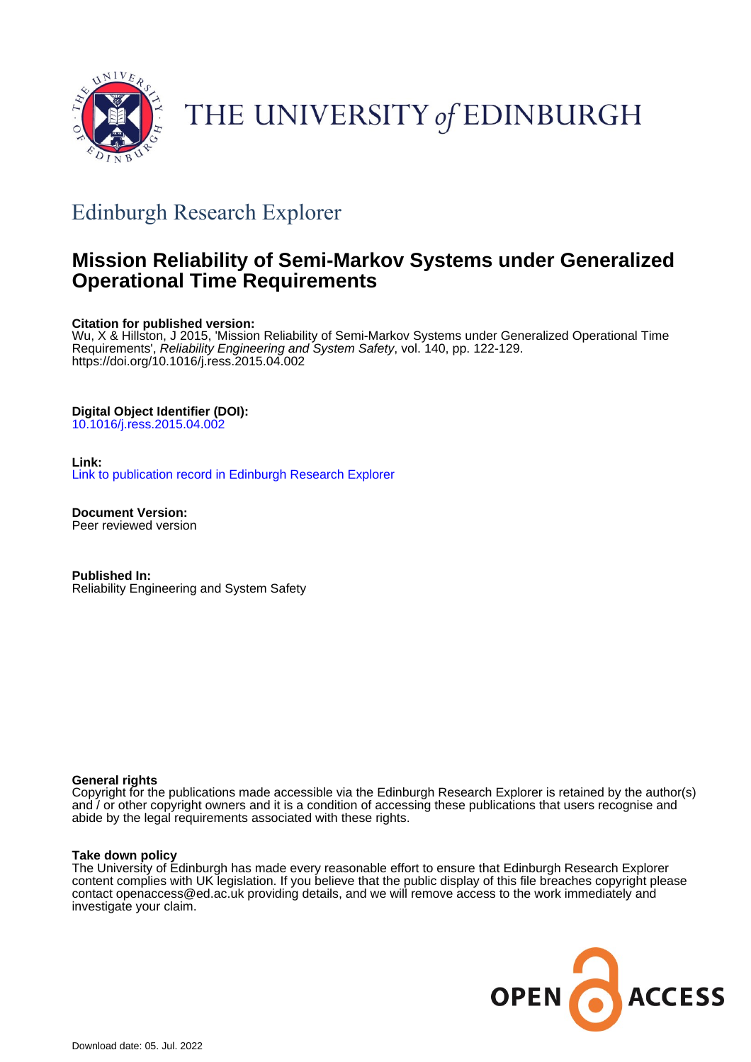THE UNIVERSITY of EDINBURGH

## Edinburgh Research Explorer

# Mission Reliability of Semi-Markov Systems under Generalized Operational Time Requirements

**Citation for published version:**
Wu, X & Hillston, J 2015, 'Mission Reliability of Semi-Markov Systems under Generalized Operational Time Requirements', *Reliability Engineering and System Safety*, vol. 140, pp. 122-129. https://doi.org/10.1016/j.ress.2015.04.002

**Digital Object Identifier (DOI):**
10.1016/j.ress.2015.04.002

**Link:**
Link to publication record in Edinburgh Research Explorer

**Document Version:**
Peer reviewed version

**Published In:**
Reliability Engineering and System Safety

**General rights**
Copyright for the publications made accessible via the Edinburgh Research Explorer is retained by the author(s) and / or other copyright owners and it is a condition of accessing these publications that users recognise and abide by the legal requirements associated with these rights.

**Take down policy**
The University of Edinburgh has made every reasonable effort to ensure that Edinburgh Research Explorer content complies with UK legislation. If you believe that the public display of this file breaches copyright please contact openaccess@ed.ac.uk providing details, and we will remove access to the work immediately and investigate your claim.

OPEN ACCESS

Download date: 05. Jul. 2022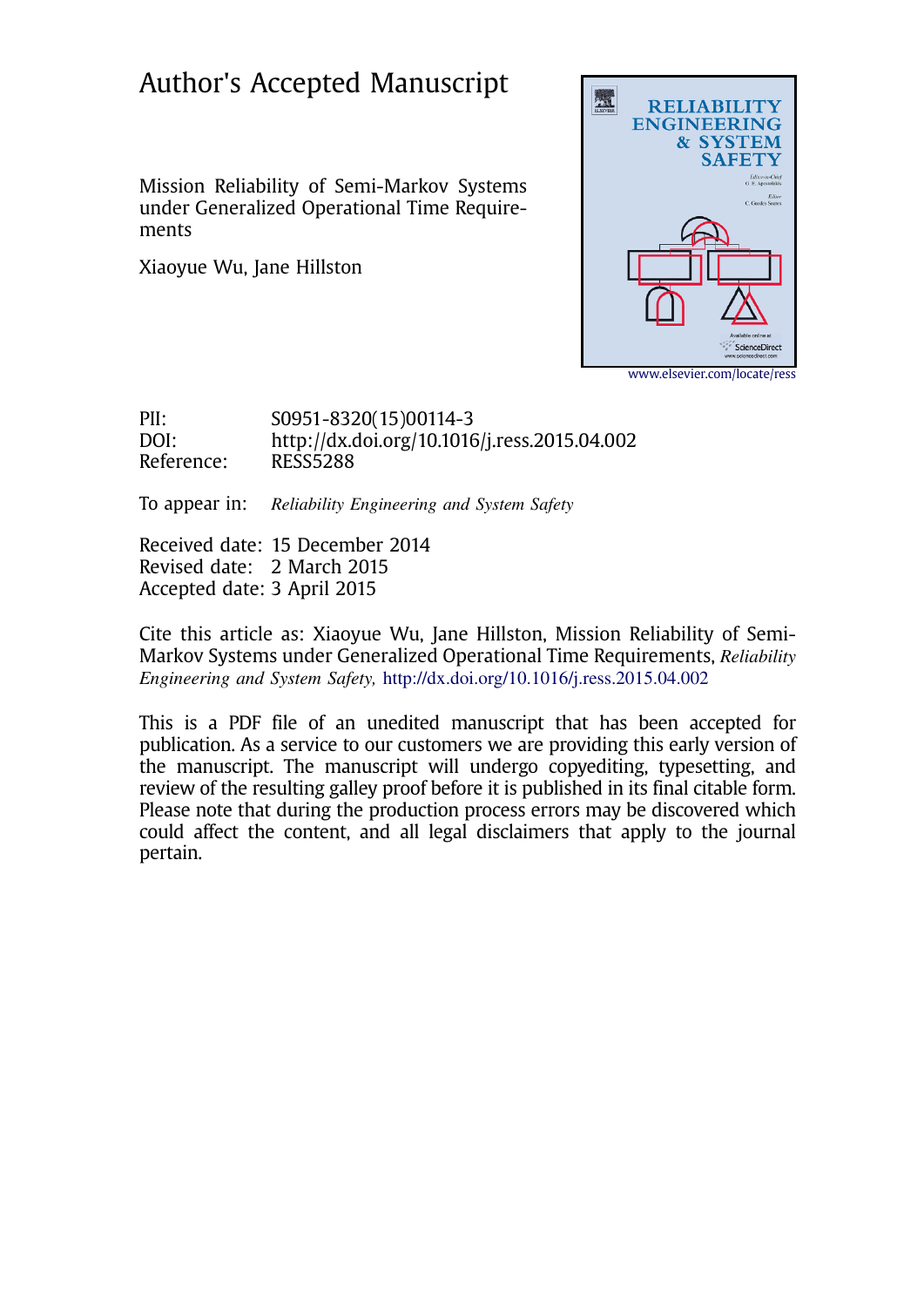# Author's Accepted Manuscript

Mission Reliability of Semi-Markov Systems under Generalized Operational Time Requirements

Xiaoyue Wu, Jane Hillston

www.elsevier.com/locate/ress

PII: S0951-8320(15)00114-3
DOI: http://dx.doi.org/10.1016/j.ress.2015.04.002
Reference: RESS5288

To appear in: *Reliability Engineering and System Safety*

Received date: 15 December 2014
Revised date: 2 March 2015
Accepted date: 3 April 2015

Cite this article as: Xiaoyue Wu, Jane Hillston, Mission Reliability of Semi-Markov Systems under Generalized Operational Time Requirements, *Reliability Engineering and System Safety,* http://dx.doi.org/10.1016/j.ress.2015.04.002

This is a PDF file of an unedited manuscript that has been accepted for publication. As a service to our customers we are providing this early version of the manuscript. The manuscript will undergo copyediting, typesetting, and review of the resulting galley proof before it is published in its final citable form. Please note that during the production process errors may be discovered which could affect the content, and all legal disclaimers that apply to the journal pertain.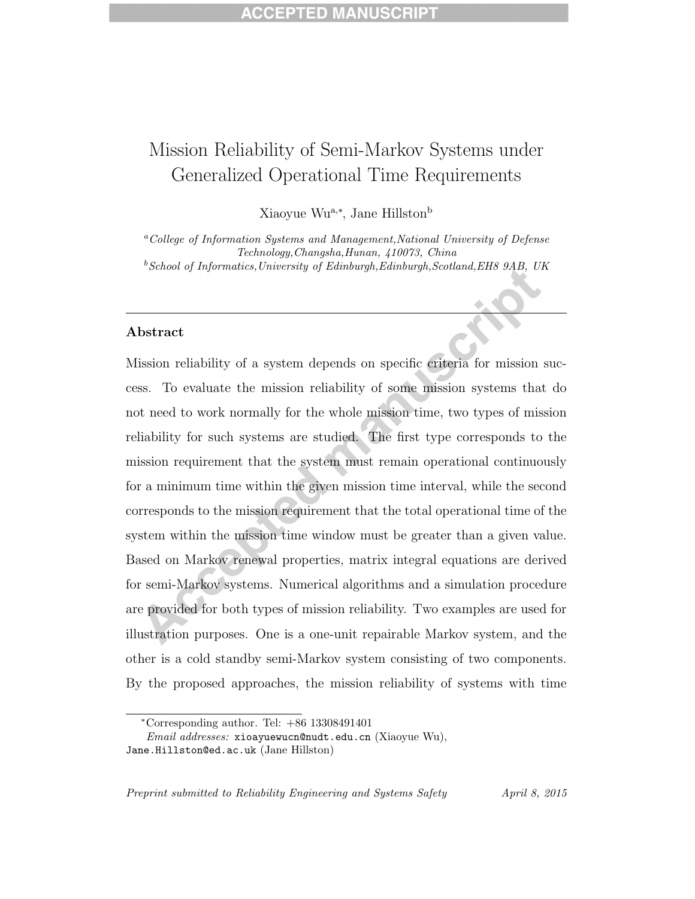# Mission Reliability of Semi-Markov Systems under Generalized Operational Time Requirements

Xiaoyue Wu[a,*], Jane Hillston[b]

[a] *College of Information Systems and Management, National University of Defense Technology, Changsha, Hunan, 410073, China*
[b] *School of Informatics, University of Edinburgh, Edinburgh, Scotland, EH8 9AB, UK*

---

## Abstract

Mission reliability of a system depends on specific criteria for mission success. To evaluate the mission reliability of some mission systems that do not need to work normally for the whole mission time, two types of mission reliability for such systems are studied. The first type corresponds to the mission requirement that the system must remain operational continuously for a minimum time within the given mission time interval, while the second corresponds to the mission requirement that the total operational time of the system within the mission time window must be greater than a given value. Based on Markov renewal properties, matrix integral equations are derived for semi-Markov systems. Numerical algorithms and a simulation procedure are provided for both types of mission reliability. Two examples are used for illustration purposes. One is a one-unit repairable Markov system, and the other is a cold standby semi-Markov system consisting of two components. By the proposed approaches, the mission reliability of systems with time

---

*Corresponding author. Tel: +86 13308491401
*Email addresses:* xioayuewucn@nudt.edu.cn (Xiaoyue Wu), Jane.Hillston@ed.ac.uk (Jane Hillston)

*Preprint submitted to Reliability Engineering and Systems Safety* *April 8, 2015*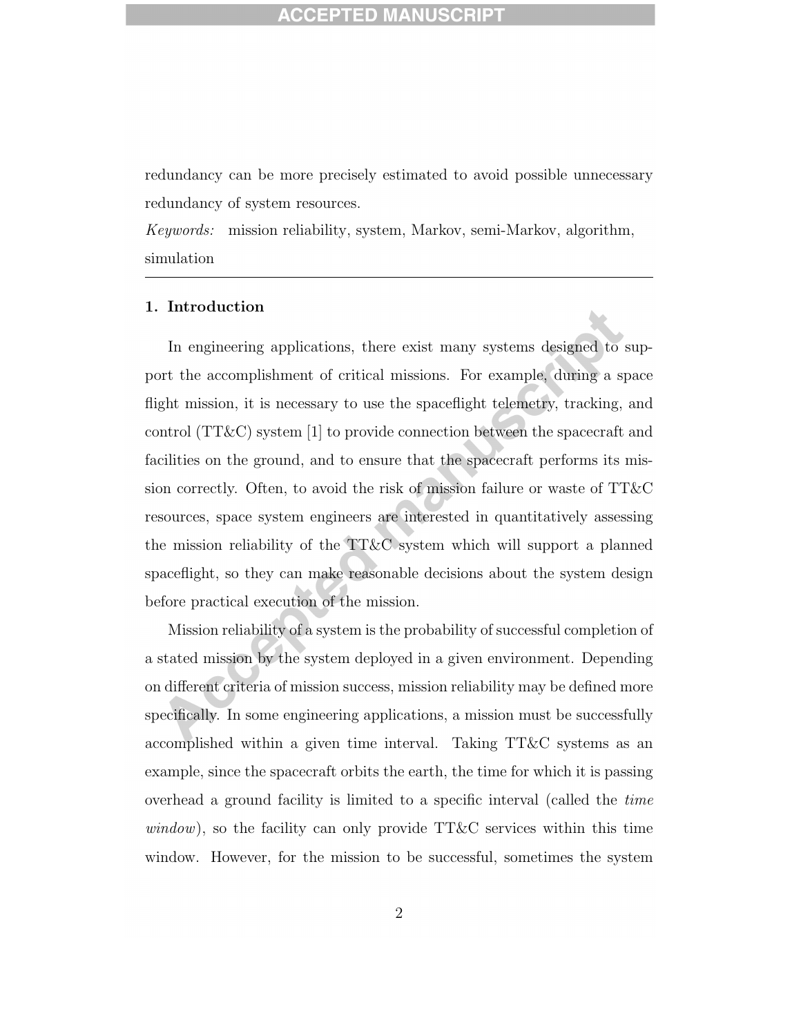redundancy can be more precisely estimated to avoid possible unnecessary redundancy of system resources.

*Keywords:* mission reliability, system, Markov, semi-Markov, algorithm, simulation

## 1. Introduction

In engineering applications, there exist many systems designed to support the accomplishment of critical missions. For example, during a space flight mission, it is necessary to use the spaceflight telemetry, tracking, and control (TT&C) system [1] to provide connection between the spacecraft and facilities on the ground, and to ensure that the spacecraft performs its mission correctly. Often, to avoid the risk of mission failure or waste of TT&C resources, space system engineers are interested in quantitatively assessing the mission reliability of the TT&C system which will support a planned spaceflight, so they can make reasonable decisions about the system design before practical execution of the mission.

Mission reliability of a system is the probability of successful completion of a stated mission by the system deployed in a given environment. Depending on different criteria of mission success, mission reliability may be defined more specifically. In some engineering applications, a mission must be successfully accomplished within a given time interval. Taking TT&C systems as an example, since the spacecraft orbits the earth, the time for which it is passing overhead a ground facility is limited to a specific interval (called the *time window*), so the facility can only provide TT&C services within this time window. However, for the mission to be successful, sometimes the system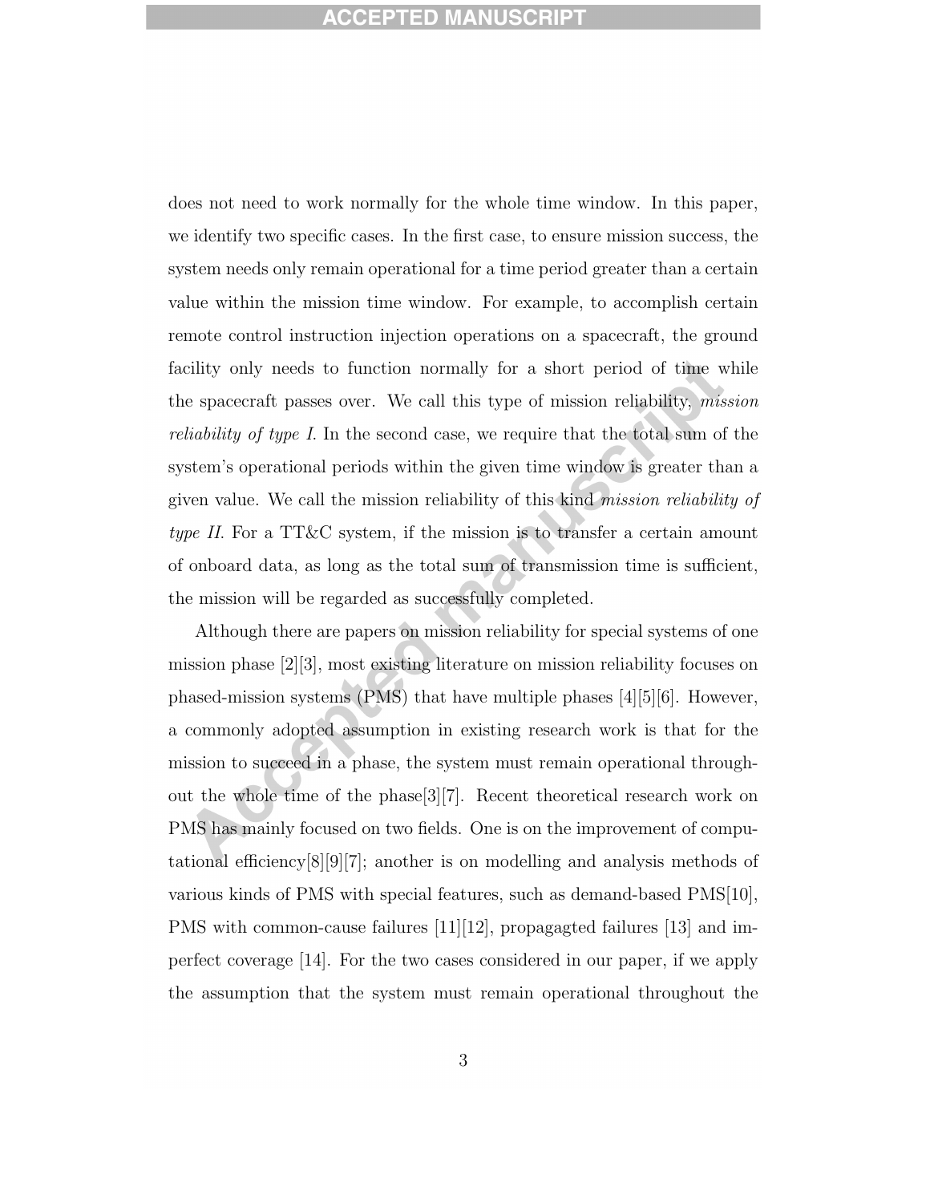does not need to work normally for the whole time window. In this paper, we identify two specific cases. In the first case, to ensure mission success, the system needs only remain operational for a time period greater than a certain value within the mission time window. For example, to accomplish certain remote control instruction injection operations on a spacecraft, the ground facility only needs to function normally for a short period of time while the spacecraft passes over. We call this type of mission reliability, *mission reliability of type I*. In the second case, we require that the total sum of the system's operational periods within the given time window is greater than a given value. We call the mission reliability of this kind *mission reliability of type II*. For a TT&C system, if the mission is to transfer a certain amount of onboard data, as long as the total sum of transmission time is sufficient, the mission will be regarded as successfully completed.

Although there are papers on mission reliability for special systems of one mission phase [2][3], most existing literature on mission reliability focuses on phased-mission systems (PMS) that have multiple phases [4][5][6]. However, a commonly adopted assumption in existing research work is that for the mission to succeed in a phase, the system must remain operational throughout the whole time of the phase[3][7]. Recent theoretical research work on PMS has mainly focused on two fields. One is on the improvement of computational efficiency[8][9][7]; another is on modelling and analysis methods of various kinds of PMS with special features, such as demand-based PMS[10], PMS with common-cause failures [11][12], propagagted failures [13] and imperfect coverage [14]. For the two cases considered in our paper, if we apply the assumption that the system must remain operational throughout the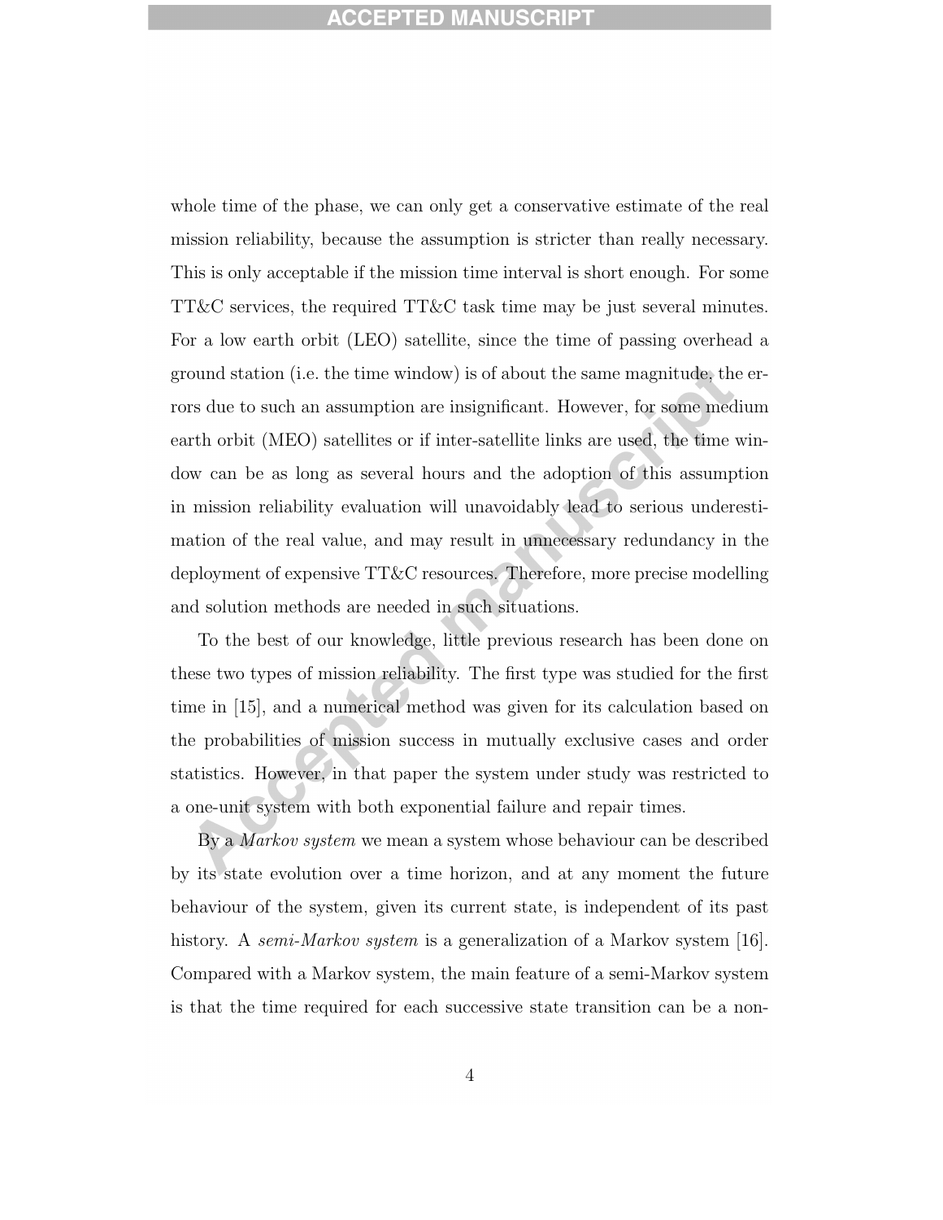whole time of the phase, we can only get a conservative estimate of the real mission reliability, because the assumption is stricter than really necessary. This is only acceptable if the mission time interval is short enough. For some TT&C services, the required TT&C task time may be just several minutes. For a low earth orbit (LEO) satellite, since the time of passing overhead a ground station (i.e. the time window) is of about the same magnitude, the errors due to such an assumption are insignificant. However, for some medium earth orbit (MEO) satellites or if inter-satellite links are used, the time window can be as long as several hours and the adoption of this assumption in mission reliability evaluation will unavoidably lead to serious underestimation of the real value, and may result in unnecessary redundancy in the deployment of expensive TT&C resources. Therefore, more precise modelling and solution methods are needed in such situations.

To the best of our knowledge, little previous research has been done on these two types of mission reliability. The first type was studied for the first time in [15], and a numerical method was given for its calculation based on the probabilities of mission success in mutually exclusive cases and order statistics. However, in that paper the system under study was restricted to a one-unit system with both exponential failure and repair times.

By a *Markov system* we mean a system whose behaviour can be described by its state evolution over a time horizon, and at any moment the future behaviour of the system, given its current state, is independent of its past history. A *semi-Markov system* is a generalization of a Markov system [16]. Compared with a Markov system, the main feature of a semi-Markov system is that the time required for each successive state transition can be a non-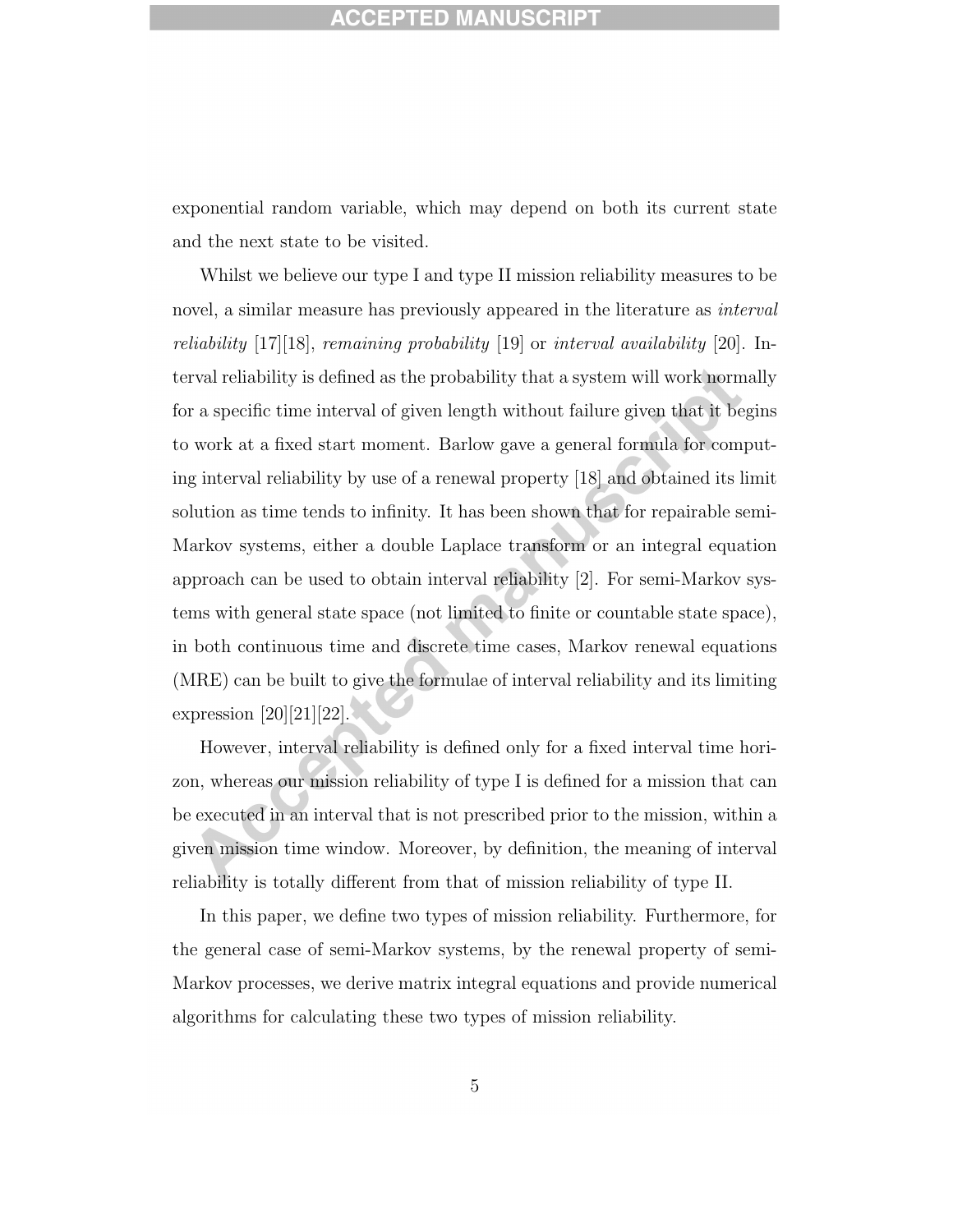exponential random variable, which may depend on both its current state and the next state to be visited.

Whilst we believe our type I and type II mission reliability measures to be novel, a similar measure has previously appeared in the literature as *interval reliability* [17][18], *remaining probability* [19] or *interval availability* [20]. Interval reliability is defined as the probability that a system will work normally for a specific time interval of given length without failure given that it begins to work at a fixed start moment. Barlow gave a general formula for computing interval reliability by use of a renewal property [18] and obtained its limit solution as time tends to infinity. It has been shown that for repairable semi-Markov systems, either a double Laplace transform or an integral equation approach can be used to obtain interval reliability [2]. For semi-Markov systems with general state space (not limited to finite or countable state space), in both continuous time and discrete time cases, Markov renewal equations (MRE) can be built to give the formulae of interval reliability and its limiting expression [20][21][22].

However, interval reliability is defined only for a fixed interval time horizon, whereas our mission reliability of type I is defined for a mission that can be executed in an interval that is not prescribed prior to the mission, within a given mission time window. Moreover, by definition, the meaning of interval reliability is totally different from that of mission reliability of type II.

In this paper, we define two types of mission reliability. Furthermore, for the general case of semi-Markov systems, by the renewal property of semi-Markov processes, we derive matrix integral equations and provide numerical algorithms for calculating these two types of mission reliability.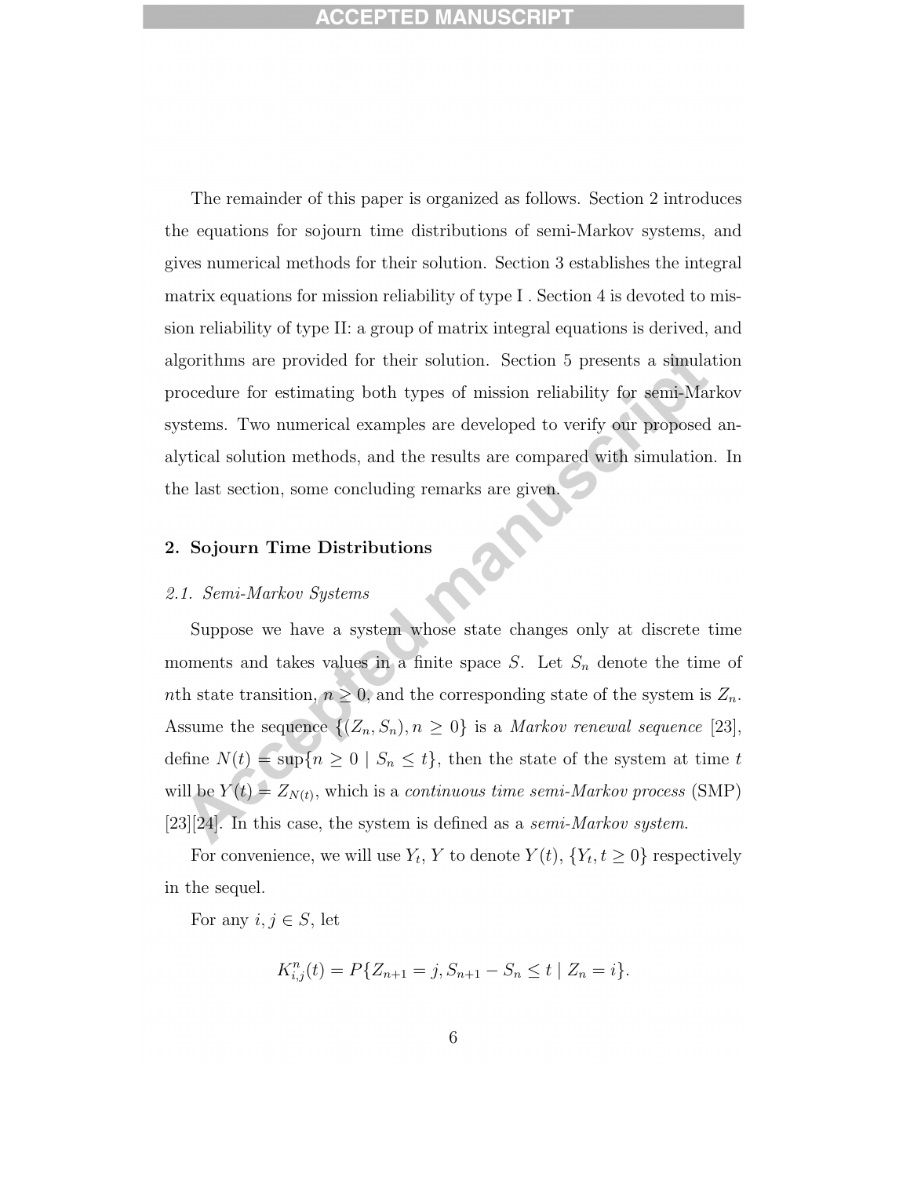The remainder of this paper is organized as follows. Section 2 introduces the equations for sojourn time distributions of semi-Markov systems, and gives numerical methods for their solution. Section 3 establishes the integral matrix equations for mission reliability of type I . Section 4 is devoted to mission reliability of type II: a group of matrix integral equations is derived, and algorithms are provided for their solution. Section 5 presents a simulation procedure for estimating both types of mission reliability for semi-Markov systems. Two numerical examples are developed to verify our proposed analytical solution methods, and the results are compared with simulation. In the last section, some concluding remarks are given.

## 2. Sojourn Time Distributions

### *2.1. Semi-Markov Systems*

Suppose we have a system whose state changes only at discrete time moments and takes values in a finite space $S$. Let $S_n$ denote the time of $n$th state transition, $n \geq 0$, and the corresponding state of the system is $Z_n$. Assume the sequence $\{(Z_n, S_n), n \geq 0\}$ is a *Markov renewal sequence* [23], define $N(t) = \sup\{n \geq 0 \mid S_n \leq t\}$, then the state of the system at time $t$ will be $Y(t) = Z_{N(t)}$, which is a *continuous time semi-Markov process* (SMP) [23][24]. In this case, the system is defined as a *semi-Markov system*.

For convenience, we will use $Y_t$, $Y$ to denote $Y(t)$, $\{Y_t, t \geq 0\}$ respectively in the sequel.

For any $i, j \in S$, let

$$K_{i,j}^{n}(t) = P\{Z_{n+1} = j, S_{n+1} - S_n \leq t \mid Z_n = i\}.$$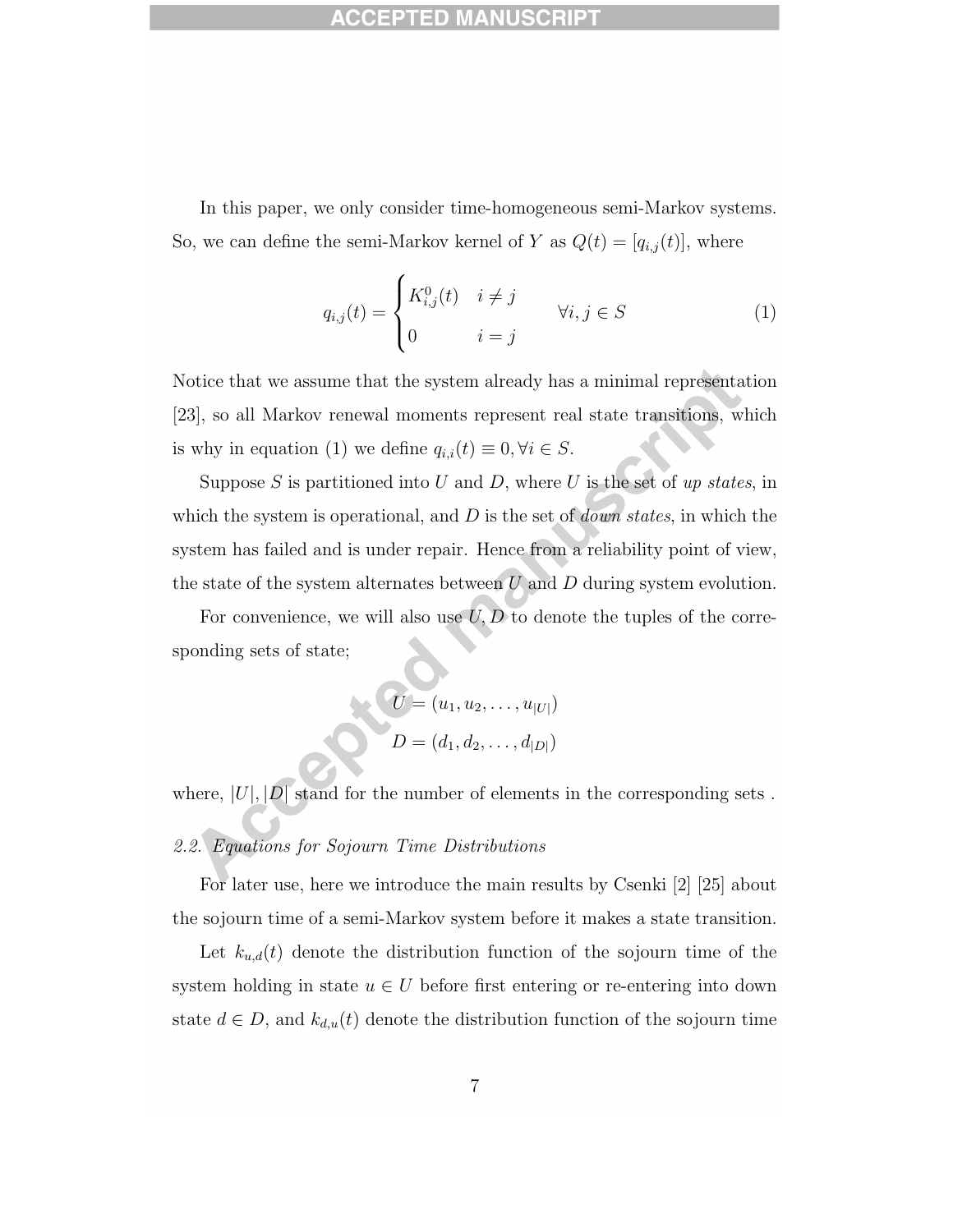In this paper, we only consider time-homogeneous semi-Markov systems. So, we can define the semi-Markov kernel of $Y$ as $Q(t) = [q_{i,j}(t)]$, where

$$q_{i,j}(t) = \begin{cases} K^0_{i,j}(t) & i \neq j \\ 0 & i = j \end{cases} \qquad \forall i, j \in S \tag{1}$$

Notice that we assume that the system already has a minimal representation [23], so all Markov renewal moments represent real state transitions, which is why in equation (1) we define $q_{i,i}(t) \equiv 0, \forall i \in S$.

Suppose $S$ is partitioned into $U$ and $D$, where $U$ is the set of *up states*, in which the system is operational, and $D$ is the set of *down states*, in which the system has failed and is under repair. Hence from a reliability point of view, the state of the system alternates between $U$ and $D$ during system evolution.

For convenience, we will also use $U, D$ to denote the tuples of the corresponding sets of state;

$$U = (u_1, u_2, \ldots, u_{|U|})$$
$$D = (d_1, d_2, \ldots, d_{|D|})$$

where, $|U|, |D|$ stand for the number of elements in the corresponding sets .

*2.2. Equations for Sojourn Time Distributions*

For later use, here we introduce the main results by Csenki [2] [25] about the sojourn time of a semi-Markov system before it makes a state transition.

Let $k_{u,d}(t)$ denote the distribution function of the sojourn time of the system holding in state $u \in U$ before first entering or re-entering into down state $d \in D$, and $k_{d,u}(t)$ denote the distribution function of the sojourn time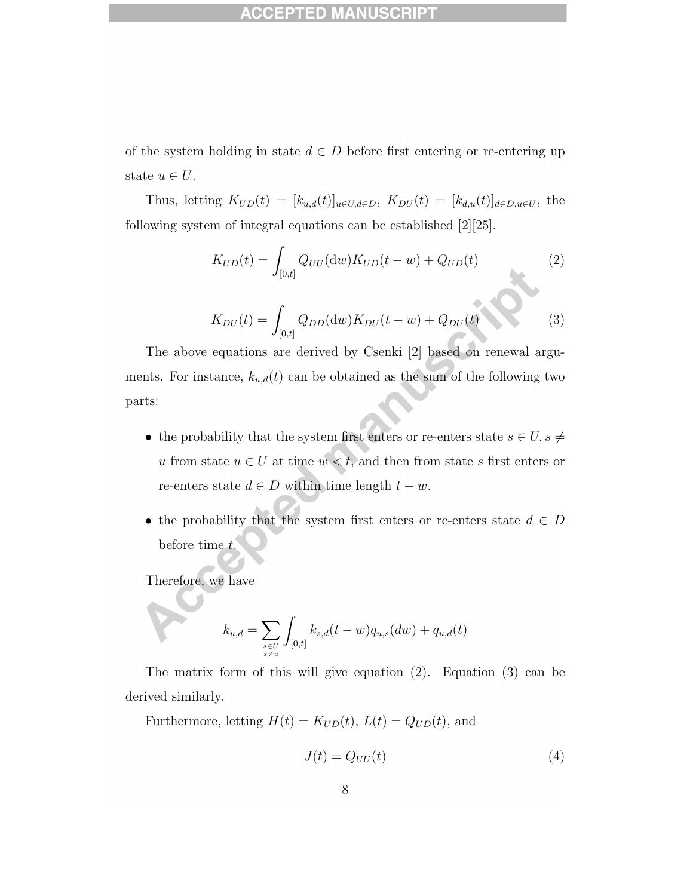of the system holding in state $d \in D$ before first entering or re-entering up state $u \in U$.

Thus, letting $K_{UD}(t) = [k_{u,d}(t)]_{u \in U, d \in D}$, $K_{DU}(t) = [k_{d,u}(t)]_{d \in D, u \in U}$, the following system of integral equations can be established [2][25].

$$K_{UD}(t) = \int_{[0,t]} Q_{UU}(\mathrm{d}w) K_{UD}(t-w) + Q_{UD}(t) \tag{2}$$

$$K_{DU}(t) = \int_{[0,t]} Q_{DD}(\mathrm{d}w) K_{DU}(t-w) + Q_{DU}(t) \tag{3}$$

The above equations are derived by Csenki [2] based on renewal arguments. For instance, $k_{u,d}(t)$ can be obtained as the sum of the following two parts:

- the probability that the system first enters or re-enters state $s \in U, s \neq u$ from state $u \in U$ at time $w < t$, and then from state $s$ first enters or re-enters state $d \in D$ within time length $t - w$.
- the probability that the system first enters or re-enters state $d \in D$ before time $t$.

Therefore, we have

$$k_{u,d} = \sum_{\substack{s \in U \\ s \neq u}} \int_{[0,t]} k_{s,d}(t-w) q_{u,s}(dw) + q_{u,d}(t)$$

The matrix form of this will give equation (2). Equation (3) can be derived similarly.

Furthermore, letting $H(t) = K_{UD}(t)$, $L(t) = Q_{UD}(t)$, and

$$J(t) = Q_{UU}(t) \tag{4}$$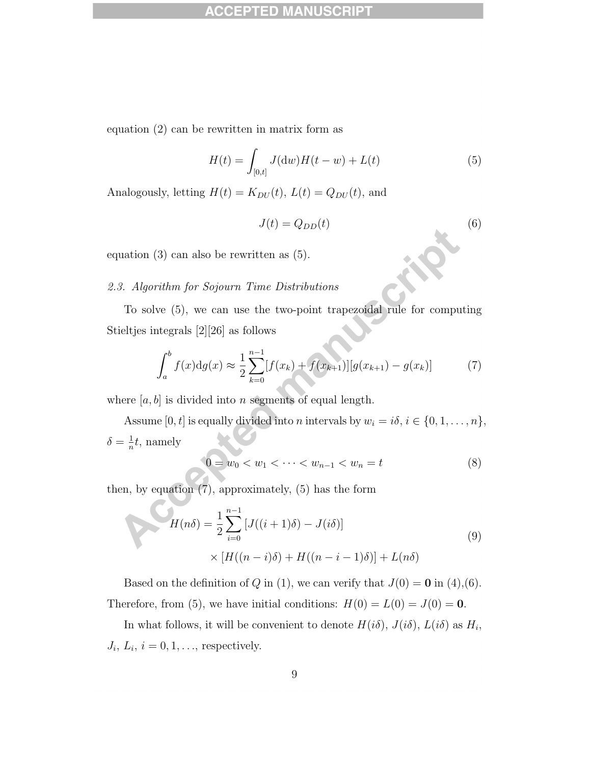equation (2) can be rewritten in matrix form as

$$H(t) = \int_{[0,t]} J(\mathrm{d}w)H(t-w) + L(t) \tag{5}$$

Analogously, letting $H(t) = K_{DU}(t)$, $L(t) = Q_{DU}(t)$, and

$$J(t) = Q_{DD}(t) \tag{6}$$

equation (3) can also be rewritten as (5).

### *2.3. Algorithm for Sojourn Time Distributions*

To solve (5), we can use the two-point trapezoidal rule for computing Stieltjes integrals [2][26] as follows

$$\int_a^b f(x)\mathrm{d}g(x) \approx \frac{1}{2}\sum_{k=0}^{n-1}[f(x_k) + f(x_{k+1})][g(x_{k+1}) - g(x_k)] \tag{7}$$

where $[a, b]$ is divided into $n$ segments of equal length.

Assume $[0, t]$ is equally divided into $n$ intervals by $w_i = i\delta$, $i \in \{0, 1, \ldots, n\}$, $\delta = \frac{1}{n}t$, namely

$$0 = w_0 < w_1 < \cdots < w_{n-1} < w_n = t \tag{8}$$

then, by equation (7), approximately, (5) has the form

$$\begin{aligned} H(n\delta) = \frac{1}{2}\sum_{i=0}^{n-1} &[J((i+1)\delta) - J(i\delta)] \\ &\times [H((n-i)\delta) + H((n-i-1)\delta)] + L(n\delta) \end{aligned} \tag{9}$$

Based on the definition of $Q$ in (1), we can verify that $J(0) = \mathbf{0}$ in (4),(6). Therefore, from (5), we have initial conditions: $H(0) = L(0) = J(0) = \mathbf{0}$.

In what follows, it will be convenient to denote $H(i\delta)$, $J(i\delta)$, $L(i\delta)$ as $H_i$, $J_i$, $L_i$, $i = 0, 1, \ldots$, respectively.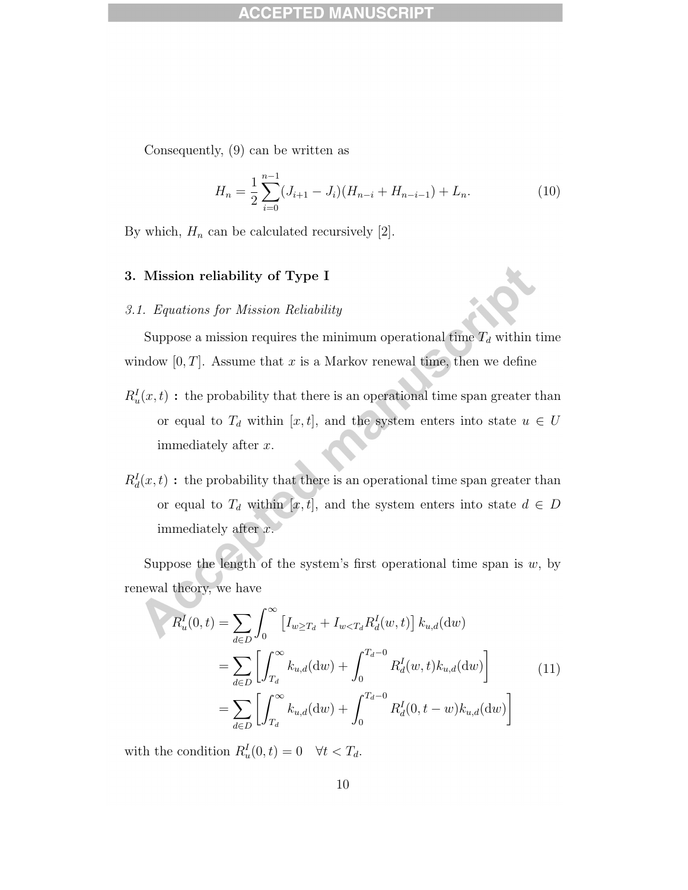Consequently, (9) can be written as

$$H_n = \frac{1}{2}\sum_{i=0}^{n-1}(J_{i+1} - J_i)(H_{n-i} + H_{n-i-1}) + L_n. \tag{10}$$

By which, $H_n$ can be calculated recursively [2].

## 3. Mission reliability of Type I

### 3.1. Equations for Mission Reliability

Suppose a mission requires the minimum operational time $T_d$ within time window $[0, T]$. Assume that $x$ is a Markov renewal time, then we define

$R_u^I(x,t)$ **:** the probability that there is an operational time span greater than or equal to $T_d$ within $[x, t]$, and the system enters into state $u \in U$ immediately after $x$.

$R_d^I(x,t)$ **:** the probability that there is an operational time span greater than or equal to $T_d$ within $[x, t]$, and the system enters into state $d \in D$ immediately after $x$.

Suppose the length of the system's first operational time span is $w$, by renewal theory, we have

$$\begin{aligned}
R_u^I(0,t) &= \sum_{d\in D}\int_0^{\infty}\left[I_{w\geq T_d} + I_{w<T_d}R_d^I(w,t)\right]k_{u,d}(\mathrm{d}w) \\
&= \sum_{d\in D}\left[\int_{T_d}^{\infty}k_{u,d}(\mathrm{d}w) + \int_0^{T_d-0}R_d^I(w,t)k_{u,d}(\mathrm{d}w)\right] \\
&= \sum_{d\in D}\left[\int_{T_d}^{\infty}k_{u,d}(\mathrm{d}w) + \int_0^{T_d-0}R_d^I(0,t-w)k_{u,d}(\mathrm{d}w)\right]
\end{aligned} \tag{11}$$

with the condition $R_u^I(0,t) = 0 \quad \forall t < T_d$.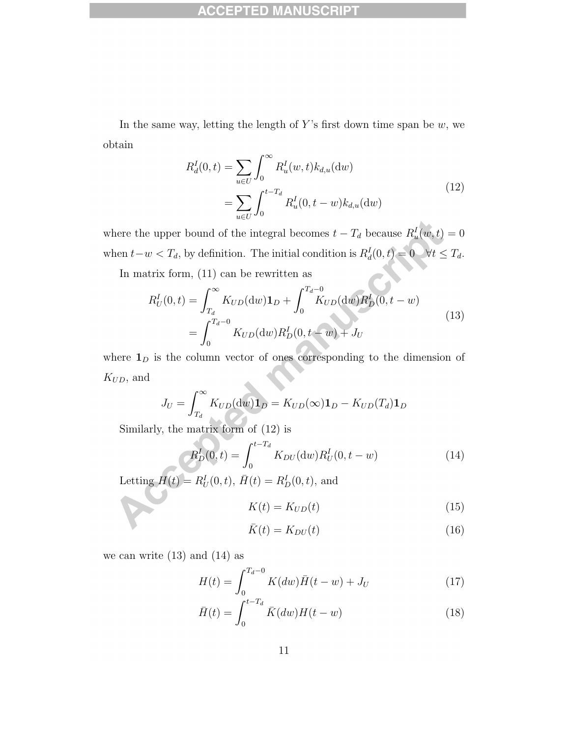In the same way, letting the length of $Y$'s first down time span be $w$, we obtain

$$
\begin{aligned}
R_d^I(0,t) &= \sum_{u \in U} \int_0^{\infty} R_u^I(w,t) k_{d,u}(\mathrm{d}w) \\
&= \sum_{u \in U} \int_0^{t-T_d} R_u^I(0,t-w) k_{d,u}(\mathrm{d}w)
\end{aligned}
\tag{12}
$$

where the upper bound of the integral becomes $t - T_d$ because $R_u^I(w,t) = 0$ when $t - w < T_d$, by definition. The initial condition is $R_d^I(0,t) = 0 \quad \forall t \leq T_d$.

In matrix form, (11) can be rewritten as

$$
\begin{aligned}
R_U^I(0,t) &= \int_{T_d}^{\infty} K_{UD}(\mathrm{d}w)\mathbf{1}_D + \int_0^{T_d - 0} K_{UD}(\mathrm{d}w) R_D^I(0,t-w) \\
&= \int_0^{T_d - 0} K_{UD}(\mathrm{d}w) R_D^I(0,t-w) + J_U
\end{aligned}
\tag{13}
$$

where $\mathbf{1}_D$ is the column vector of ones corresponding to the dimension of $K_{UD}$, and

$$
J_U = \int_{T_d}^{\infty} K_{UD}(\mathrm{d}w)\mathbf{1}_D = K_{UD}(\infty)\mathbf{1}_D - K_{UD}(T_d)\mathbf{1}_D
$$

Similarly, the matrix form of (12) is

$$
R_D^I(0,t) = \int_0^{t-T_d} K_{DU}(\mathrm{d}w) R_U^I(0,t-w) \tag{14}
$$

Letting $H(t) = R_U^I(0,t)$, $\bar{H}(t) = R_D^I(0,t)$, and

$$
K(t) = K_{UD}(t) \tag{15}
$$

$$
\bar{K}(t) = K_{DU}(t) \tag{16}
$$

we can write (13) and (14) as

$$
H(t) = \int_0^{T_d - 0} K(dw)\bar{H}(t-w) + J_U \tag{17}
$$

$$
\bar{H}(t) = \int_0^{t-T_d} \bar{K}(dw) H(t-w) \tag{18}
$$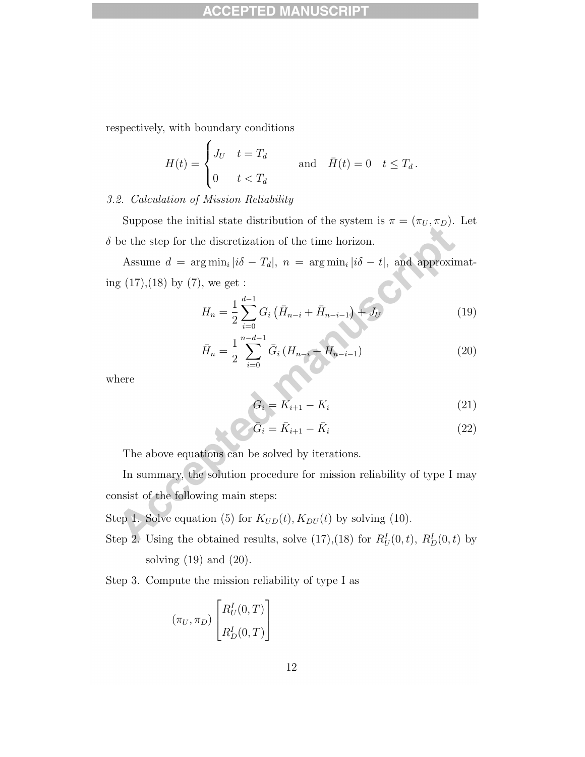respectively, with boundary conditions

$$
H(t) = \begin{cases} J_U & t = T_d \\ 0 & t < T_d \end{cases} \qquad \text{and} \quad \bar{H}(t) = 0 \quad t \le T_d \,.
$$

*3.2. Calculation of Mission Reliability*

Suppose the initial state distribution of the system is $\pi = (\pi_U, \pi_D)$. Let $\delta$ be the step for the discretization of the time horizon.

Assume $d = \arg\min_i |i\delta - T_d|$, $n = \arg\min_i |i\delta - t|$, and approximating (17),(18) by (7), we get :

$$
H_n = \frac{1}{2}\sum_{i=0}^{d-1} G_i \left(\bar{H}_{n-i} + \bar{H}_{n-i-1}\right) + J_U \tag{19}
$$

$$
\bar{H}_n = \frac{1}{2}\sum_{i=0}^{n-d-1} \bar{G}_i \left(H_{n-i} + H_{n-i-1}\right) \tag{20}
$$

where

$$
G_i = K_{i+1} - K_i \tag{21}
$$

$$
\bar{G}_i = \bar{K}_{i+1} - \bar{K}_i \tag{22}
$$

The above equations can be solved by iterations.

In summary, the solution procedure for mission reliability of type I may consist of the following main steps:

Step 1. Solve equation (5) for $K_{UD}(t), K_{DU}(t)$ by solving (10).

Step 2. Using the obtained results, solve (17),(18) for $R_U^I(0,t)$, $R_D^I(0,t)$ by solving (19) and (20).

Step 3. Compute the mission reliability of type I as

$$
(\pi_U, \pi_D) \begin{bmatrix} R_U^I(0,T) \\ R_D^I(0,T) \end{bmatrix}
$$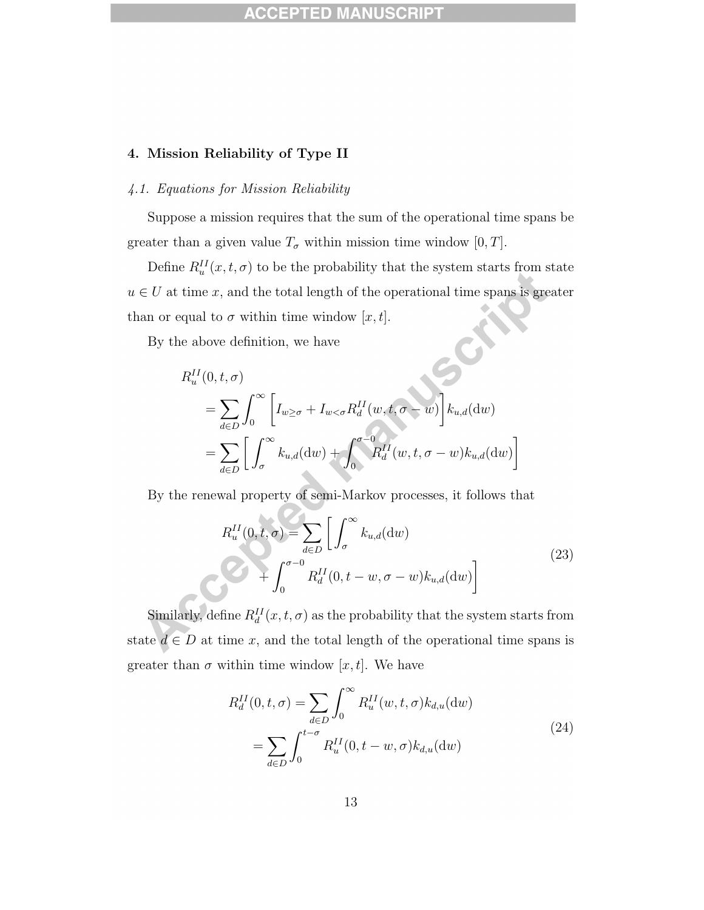## 4. Mission Reliability of Type II

### 4.1. Equations for Mission Reliability

Suppose a mission requires that the sum of the operational time spans be greater than a given value $T_\sigma$ within mission time window $[0, T]$.

Define $R_u^{II}(x, t, \sigma)$ to be the probability that the system starts from state $u \in U$ at time $x$, and the total length of the operational time spans is greater than or equal to $\sigma$ within time window $[x, t]$.

By the above definition, we have

$$
\begin{aligned}
& R_u^{II}(0, t, \sigma) \\
& \quad = \sum_{d \in D} \int_0^\infty \left[ I_{w \geq \sigma} + I_{w < \sigma} R_d^{II}(w, t, \sigma - w) \right] k_{u,d}(\mathrm{d}w) \\
& \quad = \sum_{d \in D} \left[ \int_\sigma^\infty k_{u,d}(\mathrm{d}w) + \int_0^{\sigma - 0} R_d^{II}(w, t, \sigma - w) k_{u,d}(\mathrm{d}w) \right]
\end{aligned}
$$

By the renewal property of semi-Markov processes, it follows that

$$
\begin{aligned}
R_u^{II}(0, t, \sigma) = \sum_{d \in D} \bigg[ & \int_\sigma^\infty k_{u,d}(\mathrm{d}w) \\
& + \int_0^{\sigma - 0} R_d^{II}(0, t - w, \sigma - w) k_{u,d}(\mathrm{d}w) \bigg]
\end{aligned} \tag{23}
$$

Similarly, define $R_d^{II}(x, t, \sigma)$ as the probability that the system starts from state $d \in D$ at time $x$, and the total length of the operational time spans is greater than $\sigma$ within time window $[x, t]$. We have

$$
\begin{aligned}
R_d^{II}(0, t, \sigma) &= \sum_{d \in D} \int_0^\infty R_u^{II}(w, t, \sigma) k_{d,u}(\mathrm{d}w) \\
&= \sum_{d \in D} \int_0^{t - \sigma} R_u^{II}(0, t - w, \sigma) k_{d,u}(\mathrm{d}w)
\end{aligned} \tag{24}
$$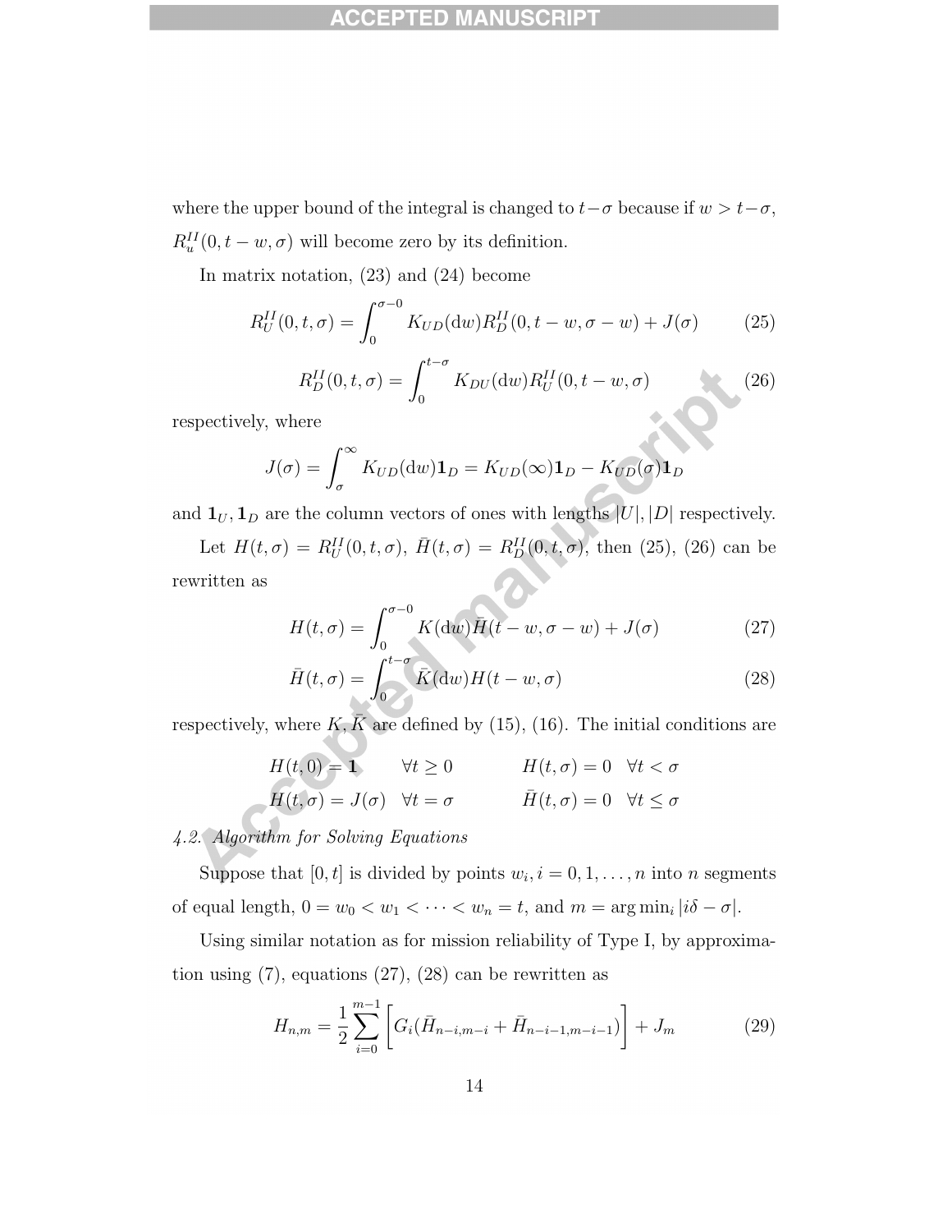where the upper bound of the integral is changed to $t-\sigma$ because if $w > t-\sigma$, $R_u^{II}(0, t-w, \sigma)$ will become zero by its definition.

In matrix notation, (23) and (24) become

$$R_U^{II}(0, t, \sigma) = \int_0^{\sigma - 0} K_{UD}(\mathrm{d}w) R_D^{II}(0, t-w, \sigma - w) + J(\sigma) \tag{25}$$

$$R_D^{II}(0, t, \sigma) = \int_0^{t-\sigma} K_{DU}(\mathrm{d}w) R_U^{II}(0, t-w, \sigma) \tag{26}$$

respectively, where

$$J(\sigma) = \int_\sigma^\infty K_{UD}(\mathrm{d}w)\mathbf{1}_D = K_{UD}(\infty)\mathbf{1}_D - K_{UD}(\sigma)\mathbf{1}_D$$

and $\mathbf{1}_U, \mathbf{1}_D$ are the column vectors of ones with lengths $|U|, |D|$ respectively.

Let $H(t, \sigma) = R_U^{II}(0, t, \sigma)$, $\bar{H}(t, \sigma) = R_D^{II}(0, t, \sigma)$, then (25), (26) can be rewritten as

$$H(t, \sigma) = \int_0^{\sigma - 0} K(\mathrm{d}w)\bar{H}(t-w, \sigma - w) + J(\sigma) \tag{27}$$

$$\bar{H}(t, \sigma) = \int_0^{t-\sigma} \bar{K}(\mathrm{d}w) H(t-w, \sigma) \tag{28}$$

respectively, where $K, \bar{K}$ are defined by (15), (16). The initial conditions are

$$H(t, 0) = \mathbf{1} \quad \forall t \geq 0 \qquad\qquad H(t, \sigma) = 0 \quad \forall t < \sigma$$
$$H(t, \sigma) = J(\sigma) \quad \forall t = \sigma \qquad\qquad \bar{H}(t, \sigma) = 0 \quad \forall t \leq \sigma$$

*4.2. Algorithm for Solving Equations*

Suppose that $[0, t]$ is divided by points $w_i, i = 0, 1, \ldots, n$ into $n$ segments of equal length, $0 = w_0 < w_1 < \cdots < w_n = t$, and $m = \arg\min_i |i\delta - \sigma|$.

Using similar notation as for mission reliability of Type I, by approximation using (7), equations (27), (28) can be rewritten as

$$H_{n,m} = \frac{1}{2}\sum_{i=0}^{m-1}\left[G_i(\bar{H}_{n-i,m-i} + \bar{H}_{n-i-1,m-i-1})\right] + J_m \tag{29}$$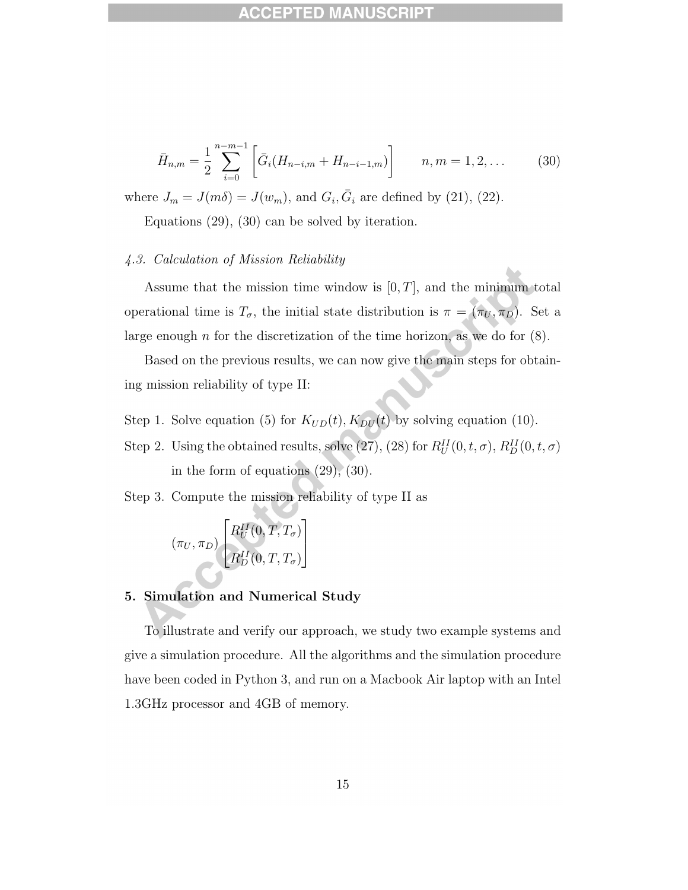$$\bar{H}_{n,m} = \frac{1}{2} \sum_{i=0}^{n-m-1} \left[ \bar{G}_i (H_{n-i,m} + H_{n-i-1,m}) \right] \qquad n, m = 1, 2, \ldots \tag{30}$$

where $J_m = J(m\delta) = J(w_m)$, and $G_i, \bar{G}_i$ are defined by (21), (22).

Equations (29), (30) can be solved by iteration.

### *4.3. Calculation of Mission Reliability*

Assume that the mission time window is $[0, T]$, and the minimum total operational time is $T_\sigma$, the initial state distribution is $\pi = (\pi_U, \pi_D)$. Set a large enough $n$ for the discretization of the time horizon, as we do for (8).

Based on the previous results, we can now give the main steps for obtaining mission reliability of type II:

Step 1. Solve equation (5) for $K_{UD}(t), K_{DU}(t)$ by solving equation (10).

Step 2. Using the obtained results, solve (27), (28) for $R_U^{II}(0, t, \sigma)$, $R_D^{II}(0, t, \sigma)$ in the form of equations (29), (30).

Step 3. Compute the mission reliability of type II as

$$(\pi_U, \pi_D) \begin{bmatrix} R_U^{II}(0, T, T_\sigma) \\ R_D^{II}(0, T, T_\sigma) \end{bmatrix}$$

## 5. Simulation and Numerical Study

To illustrate and verify our approach, we study two example systems and give a simulation procedure. All the algorithms and the simulation procedure have been coded in Python 3, and run on a Macbook Air laptop with an Intel 1.3GHz processor and 4GB of memory.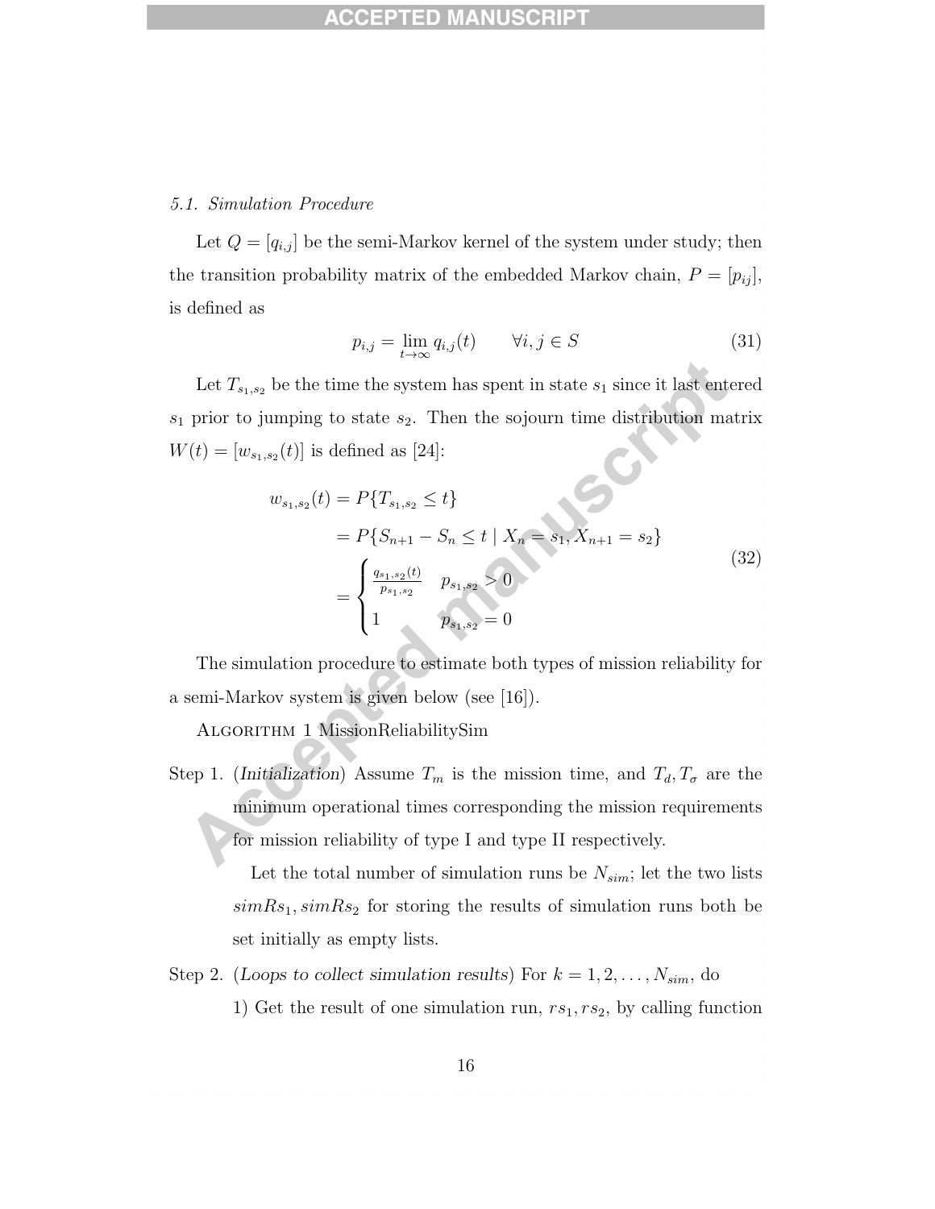### *5.1. Simulation Procedure*

Let $Q = [q_{i,j}]$ be the semi-Markov kernel of the system under study; then the transition probability matrix of the embedded Markov chain, $P = [p_{ij}]$, is defined as

$$p_{i,j} = \lim_{t \to \infty} q_{i,j}(t) \qquad \forall i, j \in S \tag{31}$$

Let $T_{s_1,s_2}$ be the time the system has spent in state $s_1$ since it last entered $s_1$ prior to jumping to state $s_2$. Then the sojourn time distribution matrix $W(t) = [w_{s_1,s_2}(t)]$ is defined as [24]:

$$\begin{aligned} w_{s_1,s_2}(t) &= P\{T_{s_1,s_2} \leq t\} \\ &= P\{S_{n+1} - S_n \leq t \mid X_n = s_1, X_{n+1} = s_2\} \\ &= \begin{cases} \frac{q_{s_1,s_2}(t)}{p_{s_1,s_2}} & p_{s_1,s_2} > 0 \\ 1 & p_{s_1,s_2} = 0 \end{cases} \end{aligned} \tag{32}$$

The simulation procedure to estimate both types of mission reliability for a semi-Markov system is given below (see [16]).

Algorithm 1 MissionReliabilitySim

Step 1. (*Initialization*) Assume $T_m$ is the mission time, and $T_d, T_\sigma$ are the minimum operational times corresponding the mission requirements for mission reliability of type I and type II respectively.

Let the total number of simulation runs be $N_{sim}$; let the two lists $simRs_1, simRs_2$ for storing the results of simulation runs both be set initially as empty lists.

Step 2. (*Loops to collect simulation results*) For $k = 1, 2, \ldots, N_{sim}$, do

1) Get the result of one simulation run, $rs_1, rs_2$, by calling function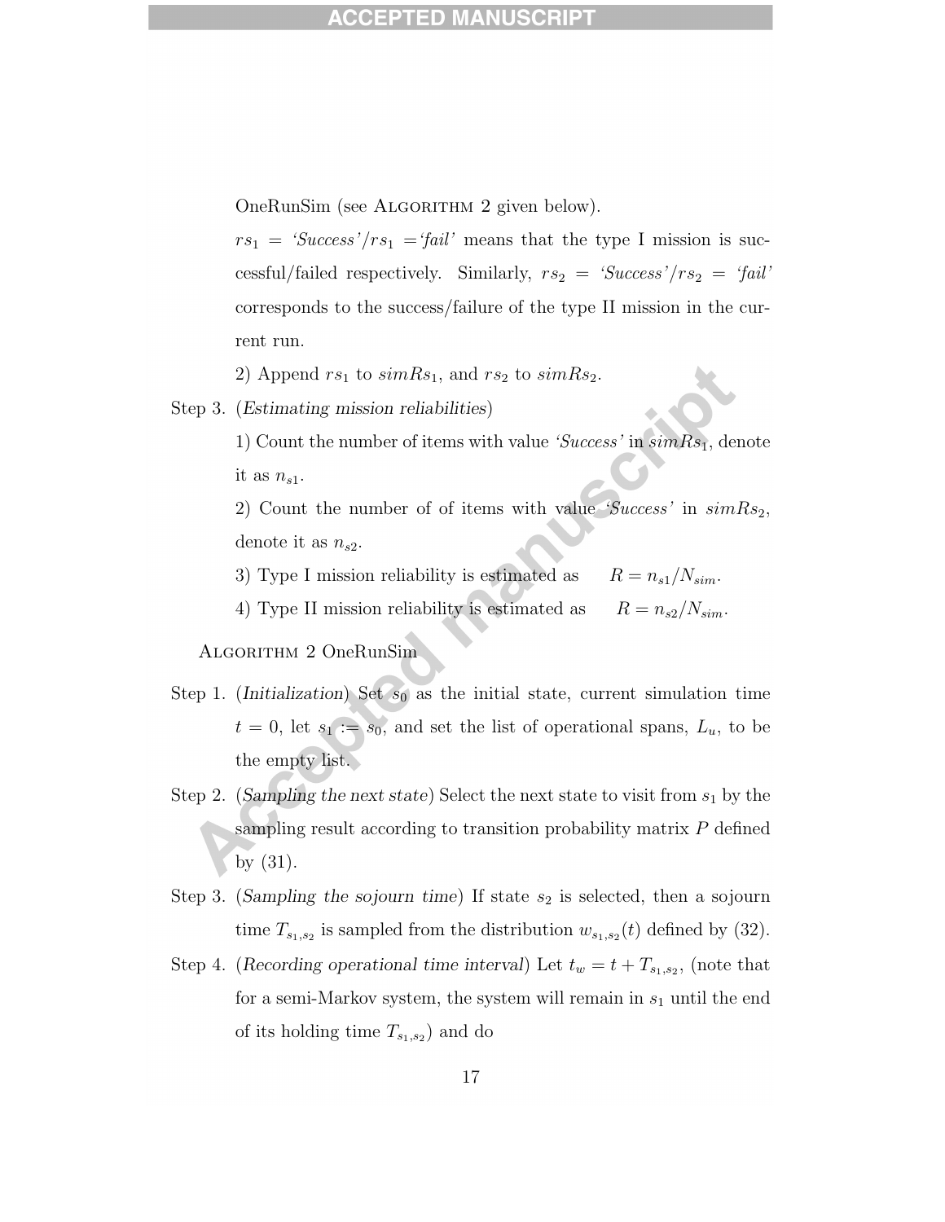OneRunSim (see Algorithm 2 given below).

$rs_1$ = *'Success'*/$rs_1$ =*'fail'* means that the type I mission is successful/failed respectively. Similarly, $rs_2$ = *'Success'*/$rs_2$ = *'fail'* corresponds to the success/failure of the type II mission in the current run.

2) Append $rs_1$ to $simRs_1$, and $rs_2$ to $simRs_2$.

Step 3. (*Estimating mission reliabilities*)

1) Count the number of items with value *'Success'* in $simRs_1$, denote it as $n_{s1}$.

2) Count the number of of items with value *'Success'* in $simRs_2$, denote it as $n_{s2}$.

3) Type I mission reliability is estimated as $\quad R = n_{s1}/N_{sim}$.

4) Type II mission reliability is estimated as $\quad R = n_{s2}/N_{sim}$.

Algorithm 2 OneRunSim

Step 1. (*Initialization*) Set $s_0$ as the initial state, current simulation time $t = 0$, let $s_1 := s_0$, and set the list of operational spans, $L_u$, to be the empty list.

Step 2. (*Sampling the next state*) Select the next state to visit from $s_1$ by the sampling result according to transition probability matrix $P$ defined by (31).

Step 3. (*Sampling the sojourn time*) If state $s_2$ is selected, then a sojourn time $T_{s_1,s_2}$ is sampled from the distribution $w_{s_1,s_2}(t)$ defined by (32).

Step 4. (*Recording operational time interval*) Let $t_w = t + T_{s_1,s_2}$, (note that for a semi-Markov system, the system will remain in $s_1$ until the end of its holding time $T_{s_1,s_2}$) and do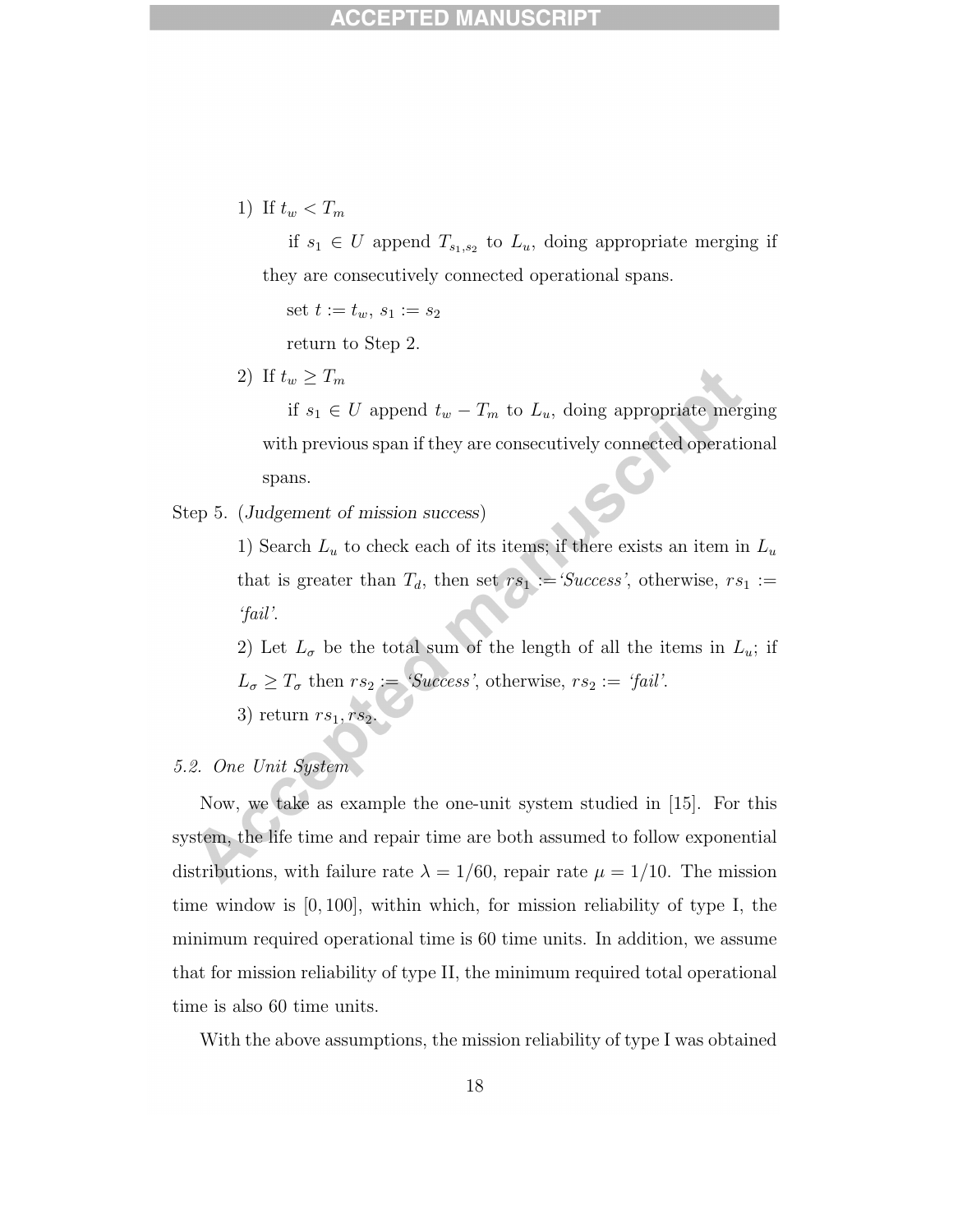1) If $t_w < T_m$

   if $s_1 \in U$ append $T_{s_1,s_2}$ to $L_u$, doing appropriate merging if they are consecutively connected operational spans.

   set $t := t_w$, $s_1 := s_2$

   return to Step 2.

2) If $t_w \geq T_m$

   if $s_1 \in U$ append $t_w - T_m$ to $L_u$, doing appropriate merging with previous span if they are consecutively connected operational spans.

Step 5. (*Judgement of mission success*)

1) Search $L_u$ to check each of its items; if there exists an item in $L_u$ that is greater than $T_d$, then set $rs_1 :=$*'Success'*, otherwise, $rs_1 :=$ *'fail'*.

2) Let $L_\sigma$ be the total sum of the length of all the items in $L_u$; if $L_\sigma \geq T_\sigma$ then $rs_2 :=$ *'Success'*, otherwise, $rs_2 :=$ *'fail'*.

3) return $rs_1, rs_2$.

### *5.2. One Unit System*

Now, we take as example the one-unit system studied in [15]. For this system, the life time and repair time are both assumed to follow exponential distributions, with failure rate $\lambda = 1/60$, repair rate $\mu = 1/10$. The mission time window is $[0, 100]$, within which, for mission reliability of type I, the minimum required operational time is 60 time units. In addition, we assume that for mission reliability of type II, the minimum required total operational time is also 60 time units.

With the above assumptions, the mission reliability of type I was obtained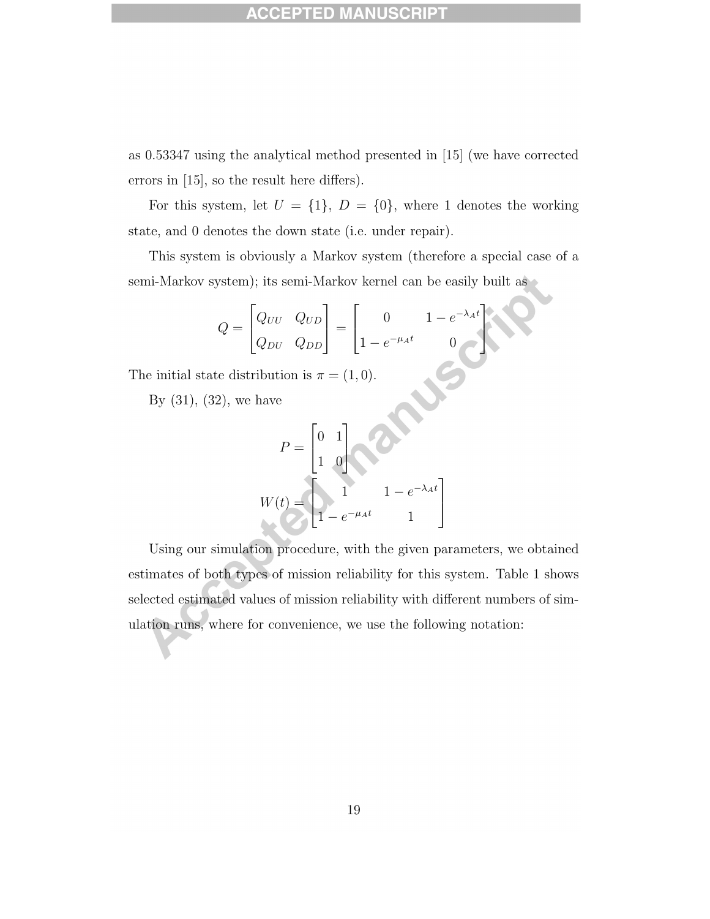as 0.53347 using the analytical method presented in [15] (we have corrected errors in [15], so the result here differs).

For this system, let $U = \{1\}$, $D = \{0\}$, where 1 denotes the working state, and 0 denotes the down state (i.e. under repair).

This system is obviously a Markov system (therefore a special case of a semi-Markov system); its semi-Markov kernel can be easily built as

$$Q = \begin{bmatrix} Q_{UU} & Q_{UD} \\ Q_{DU} & Q_{DD} \end{bmatrix} = \begin{bmatrix} 0 & 1 - e^{-\lambda_A t} \\ 1 - e^{-\mu_A t} & 0 \end{bmatrix}$$

The initial state distribution is $\pi = (1, 0)$.

By (31), (32), we have

$$P = \begin{bmatrix} 0 & 1 \\ 1 & 0 \end{bmatrix}$$

$$W(t) = \begin{bmatrix} 1 & 1 - e^{-\lambda_A t} \\ 1 - e^{-\mu_A t} & 1 \end{bmatrix}$$

Using our simulation procedure, with the given parameters, we obtained estimates of both types of mission reliability for this system. Table 1 shows selected estimated values of mission reliability with different numbers of simulation runs, where for convenience, we use the following notation: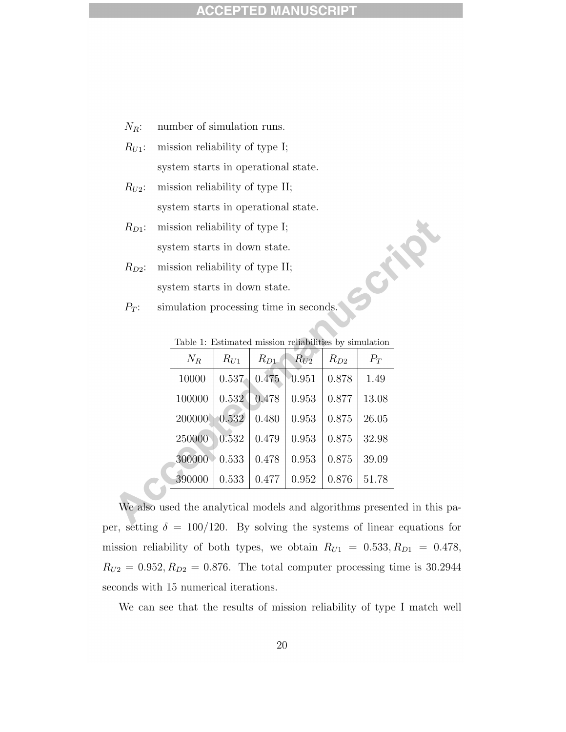$N_R$: number of simulation runs.

$R_{U1}$: mission reliability of type I; system starts in operational state.

$R_{U2}$: mission reliability of type II; system starts in operational state.

$R_{D1}$: mission reliability of type I; system starts in down state.

$R_{D2}$: mission reliability of type II; system starts in down state.

$P_T$: simulation processing time in seconds.

Table 1: Estimated mission reliabilities by simulation

| $N_R$ | $R_{U1}$ | $R_{D1}$ | $R_{U2}$ | $R_{D2}$ | $P_T$ |
|---|---|---|---|---|---|
| 10000 | 0.537 | 0.475 | 0.951 | 0.878 | 1.49 |
| 100000 | 0.532 | 0.478 | 0.953 | 0.877 | 13.08 |
| 200000 | 0.532 | 0.480 | 0.953 | 0.875 | 26.05 |
| 250000 | 0.532 | 0.479 | 0.953 | 0.875 | 32.98 |
| 300000 | 0.533 | 0.478 | 0.953 | 0.875 | 39.09 |
| 390000 | 0.533 | 0.477 | 0.952 | 0.876 | 51.78 |

We also used the analytical models and algorithms presented in this paper, setting $\delta = 100/120$. By solving the systems of linear equations for mission reliability of both types, we obtain $R_{U1} = 0.533, R_{D1} = 0.478$, $R_{U2} = 0.952, R_{D2} = 0.876$. The total computer processing time is 30.2944 seconds with 15 numerical iterations.

We can see that the results of mission reliability of type I match well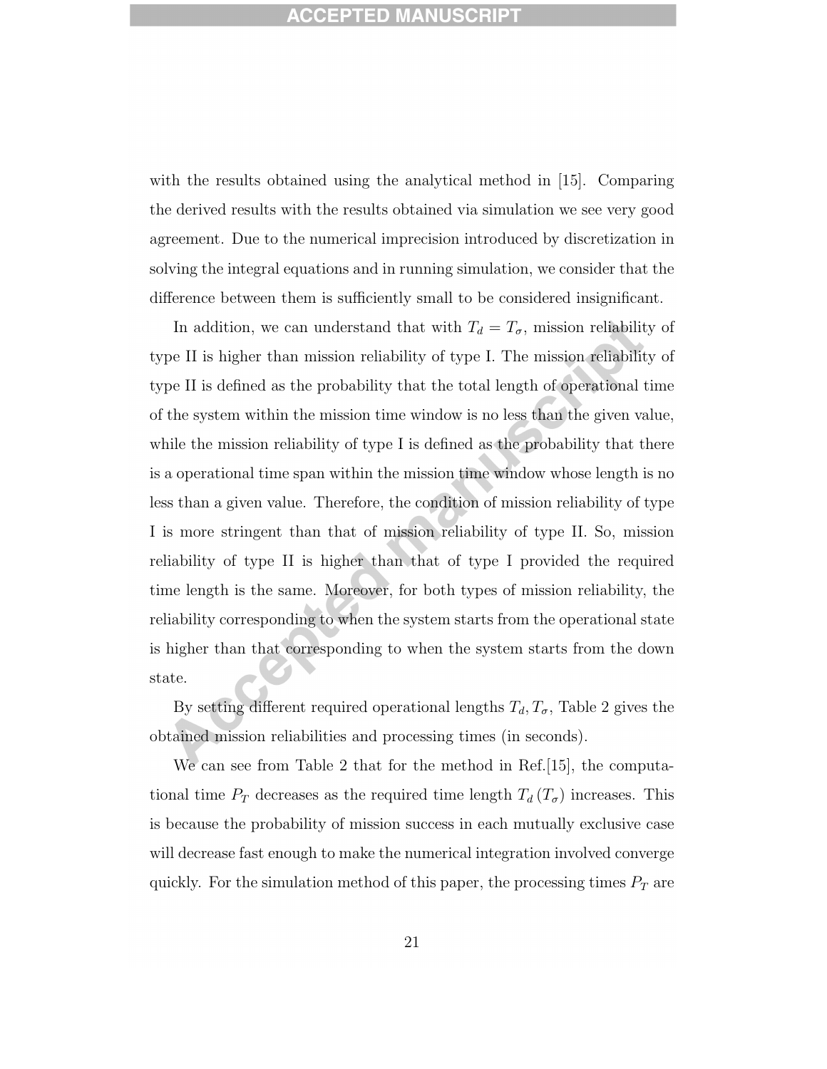with the results obtained using the analytical method in [15]. Comparing the derived results with the results obtained via simulation we see very good agreement. Due to the numerical imprecision introduced by discretization in solving the integral equations and in running simulation, we consider that the difference between them is sufficiently small to be considered insignificant.

In addition, we can understand that with $T_d = T_\sigma$, mission reliability of type II is higher than mission reliability of type I. The mission reliability of type II is defined as the probability that the total length of operational time of the system within the mission time window is no less than the given value, while the mission reliability of type I is defined as the probability that there is a operational time span within the mission time window whose length is no less than a given value. Therefore, the condition of mission reliability of type I is more stringent than that of mission reliability of type II. So, mission reliability of type II is higher than that of type I provided the required time length is the same. Moreover, for both types of mission reliability, the reliability corresponding to when the system starts from the operational state is higher than that corresponding to when the system starts from the down state.

By setting different required operational lengths $T_d, T_\sigma$, Table 2 gives the obtained mission reliabilities and processing times (in seconds).

We can see from Table 2 that for the method in Ref.[15], the computational time $P_T$ decreases as the required time length $T_d\,(T_\sigma)$ increases. This is because the probability of mission success in each mutually exclusive case will decrease fast enough to make the numerical integration involved converge quickly. For the simulation method of this paper, the processing times $P_T$ are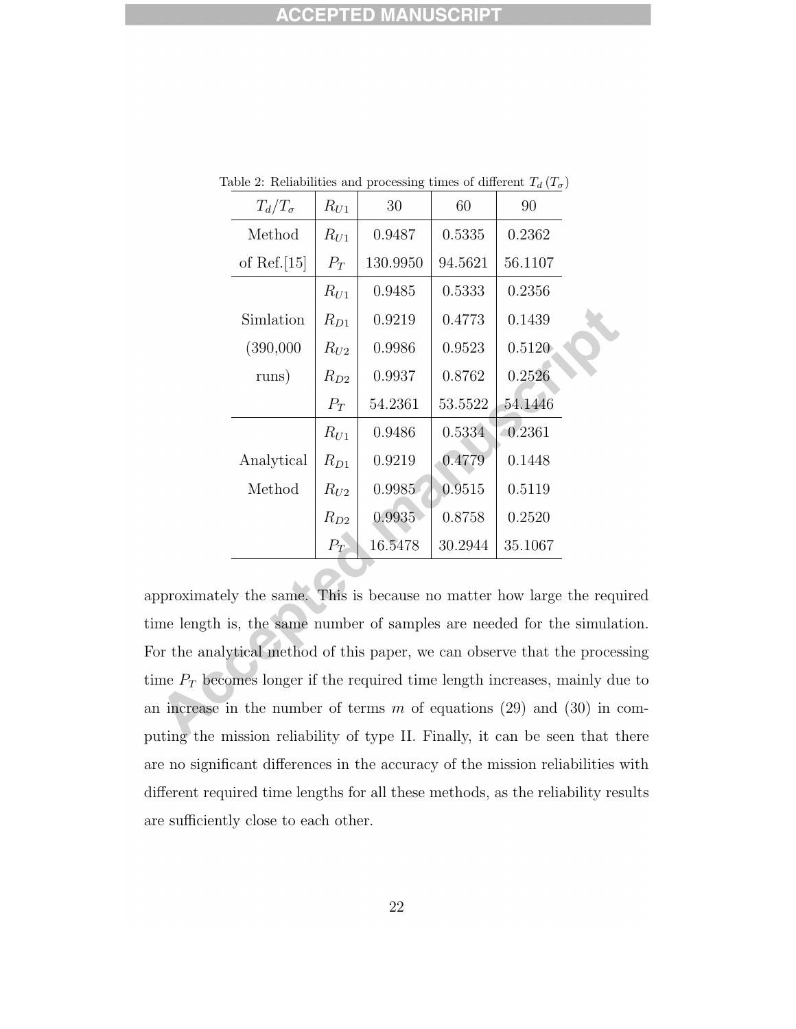Table 2: Reliabilities and processing times of different $T_d$ ($T_\sigma$)

| $T_d/T_\sigma$ | $R_{U1}$ | 30 | 60 | 90 |
|---|---|---|---|---|
| Method | $R_{U1}$ | 0.9487 | 0.5335 | 0.2362 |
| of Ref.[15] | $P_T$ | 130.9950 | 94.5621 | 56.1107 |
| | $R_{U1}$ | 0.9485 | 0.5333 | 0.2356 |
| Simlation | $R_{D1}$ | 0.9219 | 0.4773 | 0.1439 |
| (390,000 | $R_{U2}$ | 0.9986 | 0.9523 | 0.5120 |
| runs) | $R_{D2}$ | 0.9937 | 0.8762 | 0.2526 |
| | $P_T$ | 54.2361 | 53.5522 | 54.1446 |
| | $R_{U1}$ | 0.9486 | 0.5334 | 0.2361 |
| Analytical | $R_{D1}$ | 0.9219 | 0.4779 | 0.1448 |
| Method | $R_{U2}$ | 0.9985 | 0.9515 | 0.5119 |
| | $R_{D2}$ | 0.9935 | 0.8758 | 0.2520 |
| | $P_T$ | 16.5478 | 30.2944 | 35.1067 |

approximately the same. This is because no matter how large the required time length is, the same number of samples are needed for the simulation. For the analytical method of this paper, we can observe that the processing time $P_T$ becomes longer if the required time length increases, mainly due to an increase in the number of terms $m$ of equations (29) and (30) in computing the mission reliability of type II. Finally, it can be seen that there are no significant differences in the accuracy of the mission reliabilities with different required time lengths for all these methods, as the reliability results are sufficiently close to each other.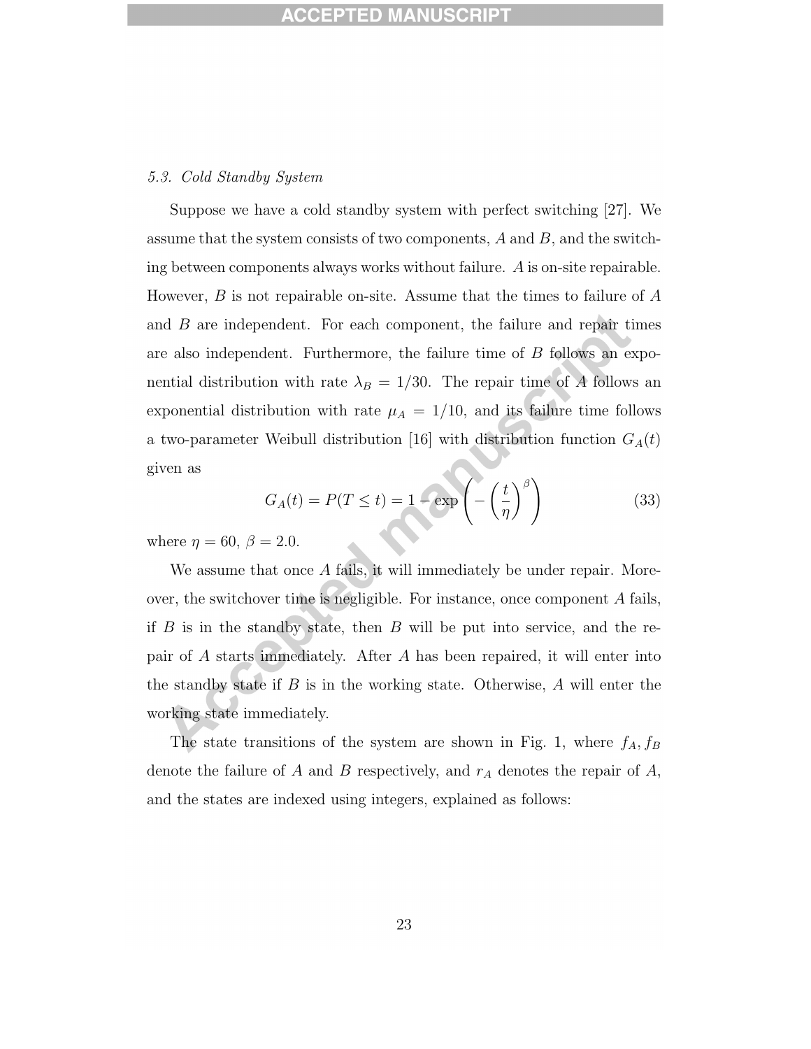### 5.3. Cold Standby System

Suppose we have a cold standby system with perfect switching [27]. We assume that the system consists of two components, $A$ and $B$, and the switching between components always works without failure. $A$ is on-site repairable. However, $B$ is not repairable on-site. Assume that the times to failure of $A$ and $B$ are independent. For each component, the failure and repair times are also independent. Furthermore, the failure time of $B$ follows an exponential distribution with rate $\lambda_B = 1/30$. The repair time of $A$ follows an exponential distribution with rate $\mu_A = 1/10$, and its failure time follows a two-parameter Weibull distribution [16] with distribution function $G_A(t)$ given as

$$G_A(t) = P(T \leq t) = 1 - \exp\left(-\left(\frac{t}{\eta}\right)^{\beta}\right) \tag{33}$$

where $\eta = 60$, $\beta = 2.0$.

We assume that once $A$ fails, it will immediately be under repair. Moreover, the switchover time is negligible. For instance, once component $A$ fails, if $B$ is in the standby state, then $B$ will be put into service, and the repair of $A$ starts immediately. After $A$ has been repaired, it will enter into the standby state if $B$ is in the working state. Otherwise, $A$ will enter the working state immediately.

The state transitions of the system are shown in Fig. 1, where $f_A, f_B$ denote the failure of $A$ and $B$ respectively, and $r_A$ denotes the repair of $A$, and the states are indexed using integers, explained as follows: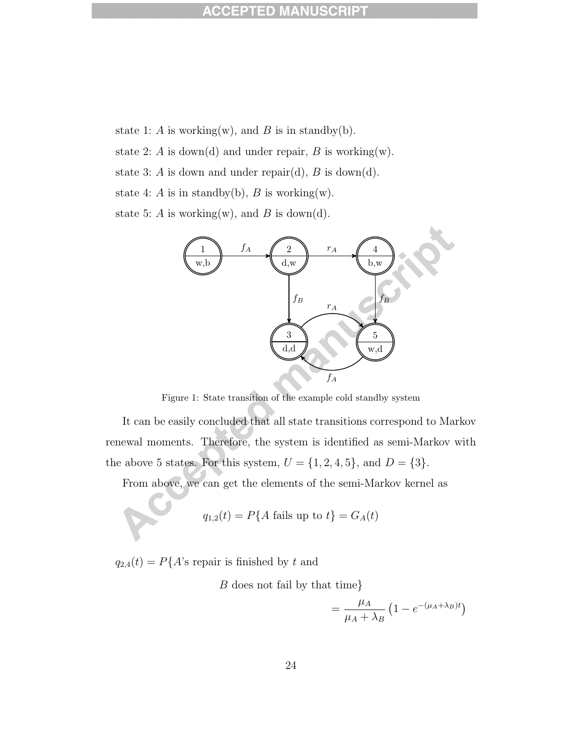state 1: $A$ is working(w), and $B$ is in standby(b).

state 2: $A$ is down(d) and under repair, $B$ is working(w).

state 3: $A$ is down and under repair(d), $B$ is down(d).

state 4: $A$ is in standby(b), $B$ is working(w).

state 5: $A$ is working(w), and $B$ is down(d).

Figure 1: State transition of the example cold standby system

It can be easily concluded that all state transitions correspond to Markov renewal moments. Therefore, the system is identified as semi-Markov with the above 5 states. For this system, $U = \{1, 2, 4, 5\}$, and $D = \{3\}$.

From above, we can get the elements of the semi-Markov kernel as

$$q_{1,2}(t) = P\{A \text{ fails up to } t\} = G_A(t)$$

$$\begin{aligned} q_{2,4}(t) = P\{&A\text{'s repair is finished by } t \text{ and} \\ &B \text{ does not fail by that time}\} \\ &= \frac{\mu_A}{\mu_A + \lambda_B}\left(1 - e^{-(\mu_A + \lambda_B)t}\right) \end{aligned}$$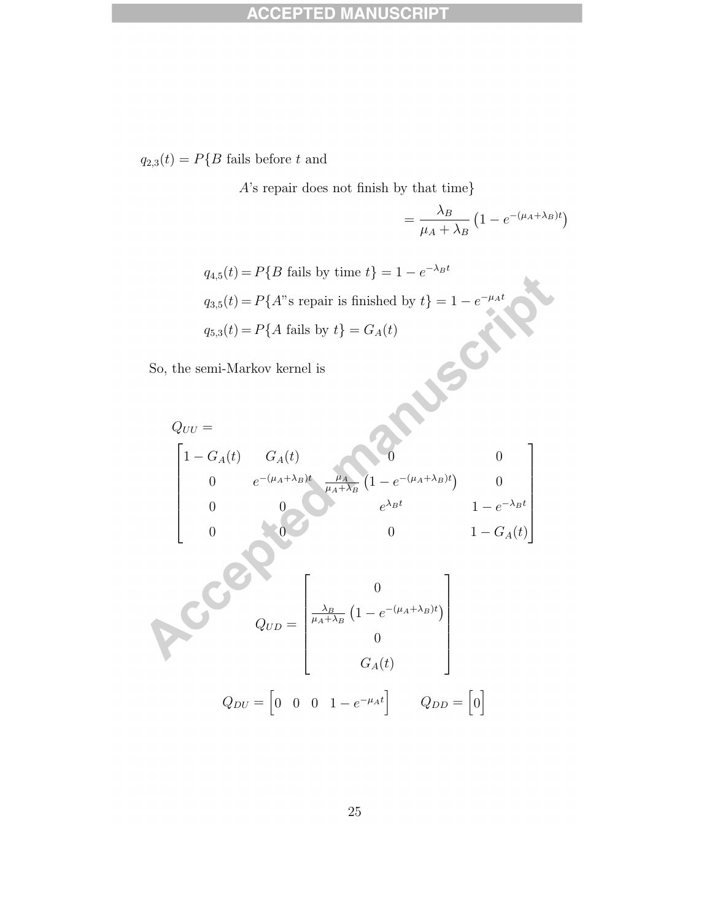$$q_{2,3}(t) = P\{B \text{ fails before } t \text{ and } A\text{'s repair does not finish by that time}\} = \frac{\lambda_B}{\mu_A + \lambda_B}\left(1 - e^{-(\mu_A+\lambda_B)t}\right)$$

$$q_{4,5}(t) = P\{B \text{ fails by time } t\} = 1 - e^{-\lambda_B t}$$

$$q_{3,5}(t) = P\{A\text{"s repair is finished by } t\} = 1 - e^{-\mu_A t}$$

$$q_{5,3}(t) = P\{A \text{ fails by } t\} = G_A(t)$$

So, the semi-Markov kernel is

$$Q_{UU} = \begin{bmatrix} 1 - G_A(t) & G_A(t) & 0 & 0 \\ 0 & e^{-(\mu_A+\lambda_B)t} & \frac{\mu_A}{\mu_A+\lambda_B}\left(1 - e^{-(\mu_A+\lambda_B)t}\right) & 0 \\ 0 & 0 & e^{\lambda_B t} & 1 - e^{-\lambda_B t} \\ 0 & 0 & 0 & 1 - G_A(t) \end{bmatrix}$$

$$Q_{UD} = \begin{bmatrix} 0 \\ \frac{\lambda_B}{\mu_A+\lambda_B}\left(1 - e^{-(\mu_A+\lambda_B)t}\right) \\ 0 \\ G_A(t) \end{bmatrix}$$

$$Q_{DU} = \begin{bmatrix} 0 & 0 & 0 & 1 - e^{-\mu_A t} \end{bmatrix} \qquad Q_{DD} = \begin{bmatrix} 0 \end{bmatrix}$$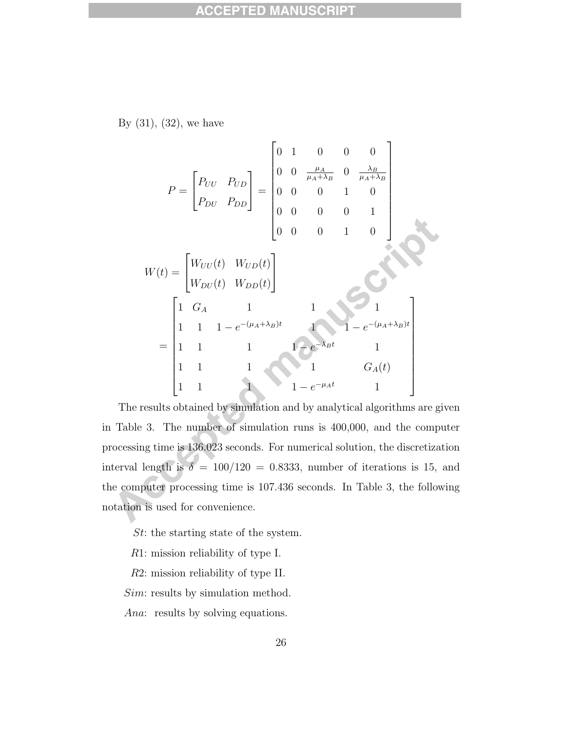By (31), (32), we have

$$P = \begin{bmatrix} P_{UU} & P_{UD} \\ P_{DU} & P_{DD} \end{bmatrix} = \begin{bmatrix} 0 & 1 & 0 & 0 & 0 \\ 0 & 0 & \frac{\mu_A}{\mu_A+\lambda_B} & 0 & \frac{\lambda_B}{\mu_A+\lambda_B} \\ 0 & 0 & 0 & 1 & 0 \\ 0 & 0 & 0 & 0 & 1 \\ 0 & 0 & 0 & 1 & 0 \end{bmatrix}$$

$$W(t) = \begin{bmatrix} W_{UU}(t) & W_{UD}(t) \\ W_{DU}(t) & W_{DD}(t) \end{bmatrix}$$

$$= \begin{bmatrix} 1 & G_A & 1 & 1 & 1 \\ 1 & 1 & 1 - e^{-(\mu_A+\lambda_B)t} & 1 & 1 - e^{-(\mu_A+\lambda_B)t} \\ 1 & 1 & 1 & 1 - e^{-\lambda_B t} & 1 \\ 1 & 1 & 1 & 1 & G_A(t) \\ 1 & 1 & 1 & 1 - e^{-\mu_A t} & 1 \end{bmatrix}$$

The results obtained by simulation and by analytical algorithms are given in Table 3. The number of simulation runs is 400,000, and the computer processing time is 136.023 seconds. For numerical solution, the discretization interval length is $\delta = 100/120 = 0.8333$, number of iterations is 15, and the computer processing time is 107.436 seconds. In Table 3, the following notation is used for convenience.

*St*: the starting state of the system.

*R*1: mission reliability of type I.

*R*2: mission reliability of type II.

*Sim*: results by simulation method.

*Ana*: results by solving equations.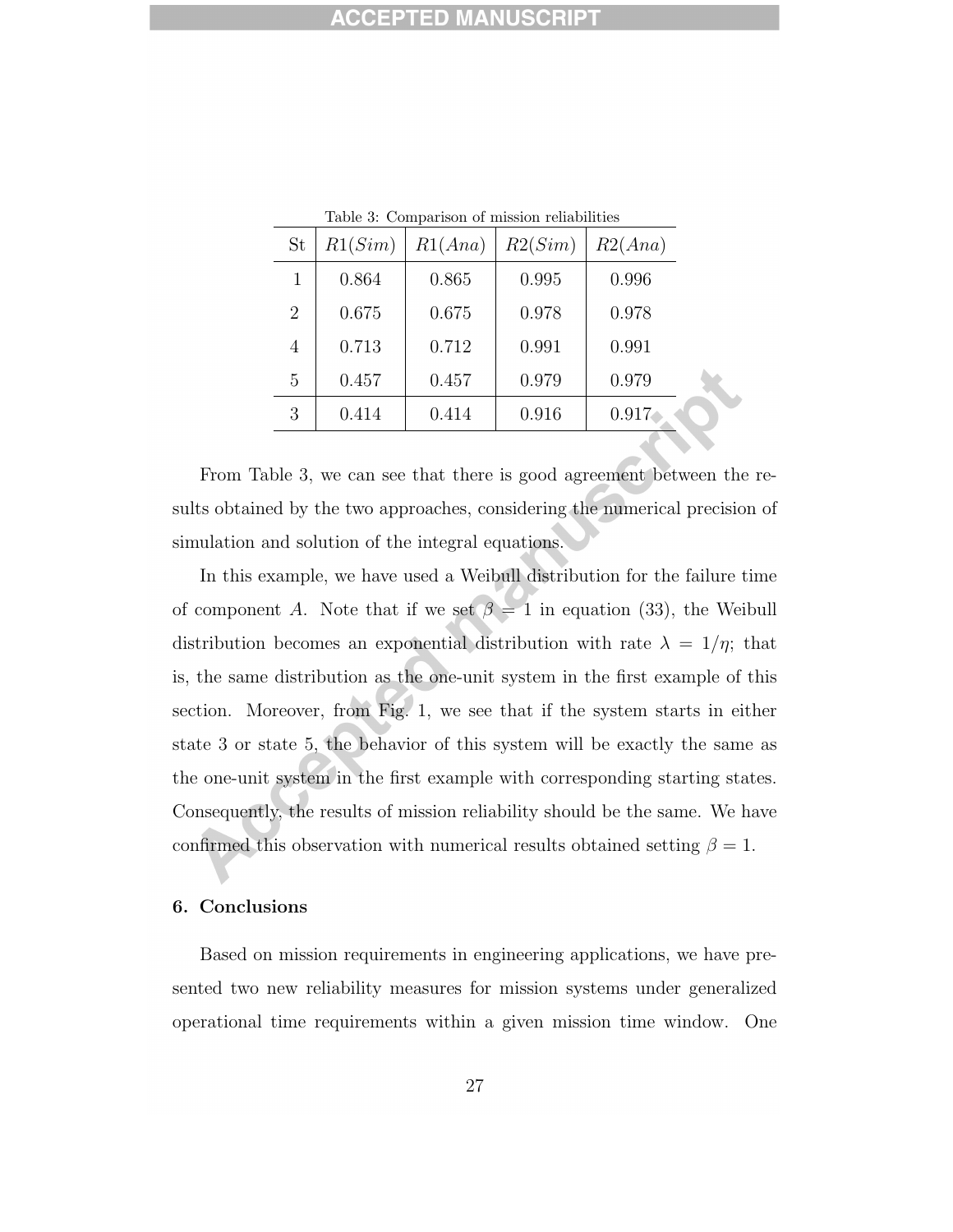Table 3: Comparison of mission reliabilities

| St | $R1(Sim)$ | $R1(Ana)$ | $R2(Sim)$ | $R2(Ana)$ |
|---|---|---|---|---|
| 1 | 0.864 | 0.865 | 0.995 | 0.996 |
| 2 | 0.675 | 0.675 | 0.978 | 0.978 |
| 4 | 0.713 | 0.712 | 0.991 | 0.991 |
| 5 | 0.457 | 0.457 | 0.979 | 0.979 |
| 3 | 0.414 | 0.414 | 0.916 | 0.917 |

From Table 3, we can see that there is good agreement between the results obtained by the two approaches, considering the numerical precision of simulation and solution of the integral equations.

In this example, we have used a Weibull distribution for the failure time of component $A$. Note that if we set $\beta = 1$ in equation (33), the Weibull distribution becomes an exponential distribution with rate $\lambda = 1/\eta$; that is, the same distribution as the one-unit system in the first example of this section. Moreover, from Fig. 1, we see that if the system starts in either state 3 or state 5, the behavior of this system will be exactly the same as the one-unit system in the first example with corresponding starting states. Consequently, the results of mission reliability should be the same. We have confirmed this observation with numerical results obtained setting $\beta = 1$.

## 6. Conclusions

Based on mission requirements in engineering applications, we have presented two new reliability measures for mission systems under generalized operational time requirements within a given mission time window. One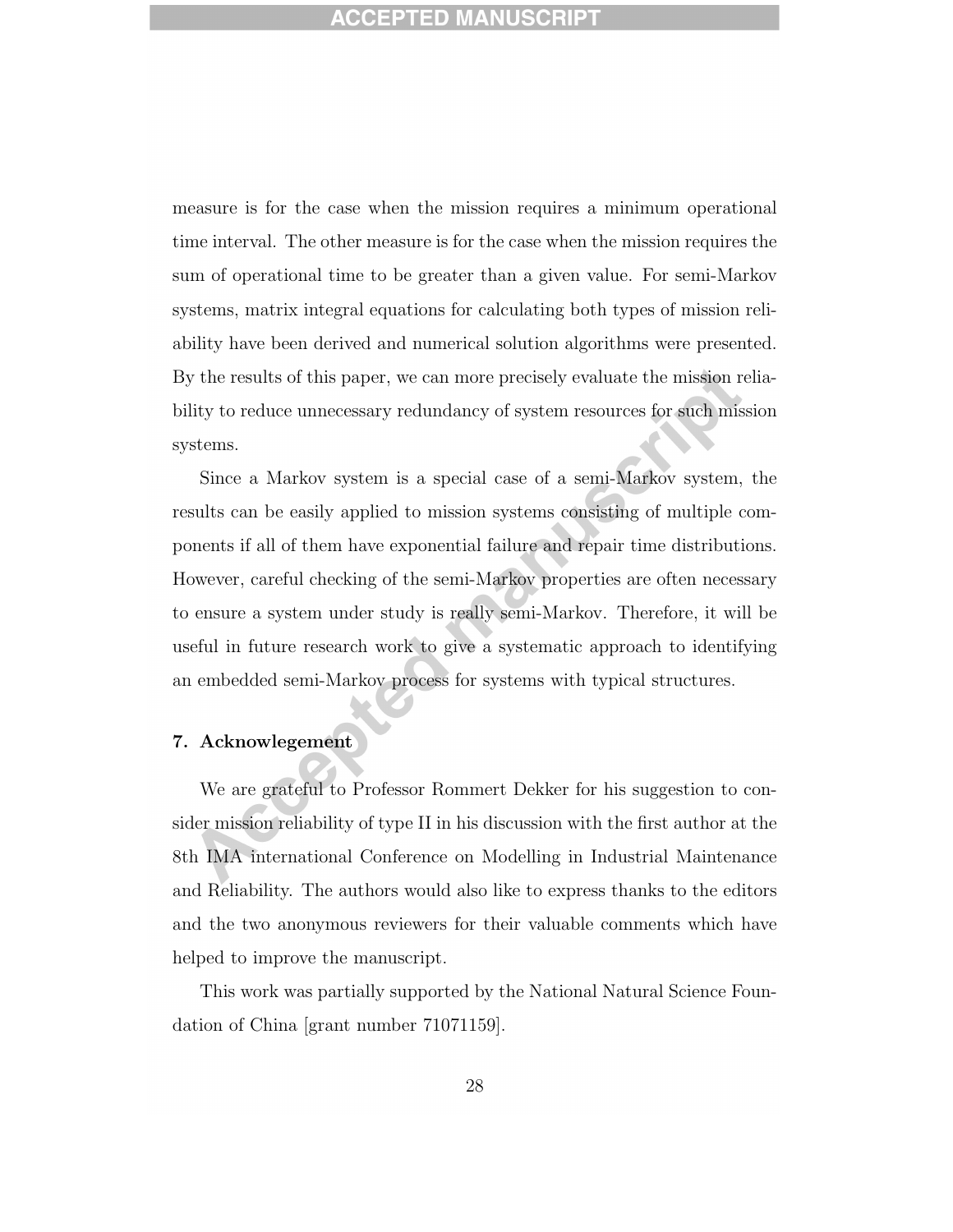measure is for the case when the mission requires a minimum operational time interval. The other measure is for the case when the mission requires the sum of operational time to be greater than a given value. For semi-Markov systems, matrix integral equations for calculating both types of mission reliability have been derived and numerical solution algorithms were presented. By the results of this paper, we can more precisely evaluate the mission reliability to reduce unnecessary redundancy of system resources for such mission systems.

Since a Markov system is a special case of a semi-Markov system, the results can be easily applied to mission systems consisting of multiple components if all of them have exponential failure and repair time distributions. However, careful checking of the semi-Markov properties are often necessary to ensure a system under study is really semi-Markov. Therefore, it will be useful in future research work to give a systematic approach to identifying an embedded semi-Markov process for systems with typical structures.

## 7. Acknowlegement

We are grateful to Professor Rommert Dekker for his suggestion to consider mission reliability of type II in his discussion with the first author at the 8th IMA international Conference on Modelling in Industrial Maintenance and Reliability. The authors would also like to express thanks to the editors and the two anonymous reviewers for their valuable comments which have helped to improve the manuscript.

This work was partially supported by the National Natural Science Foundation of China [grant number 71071159].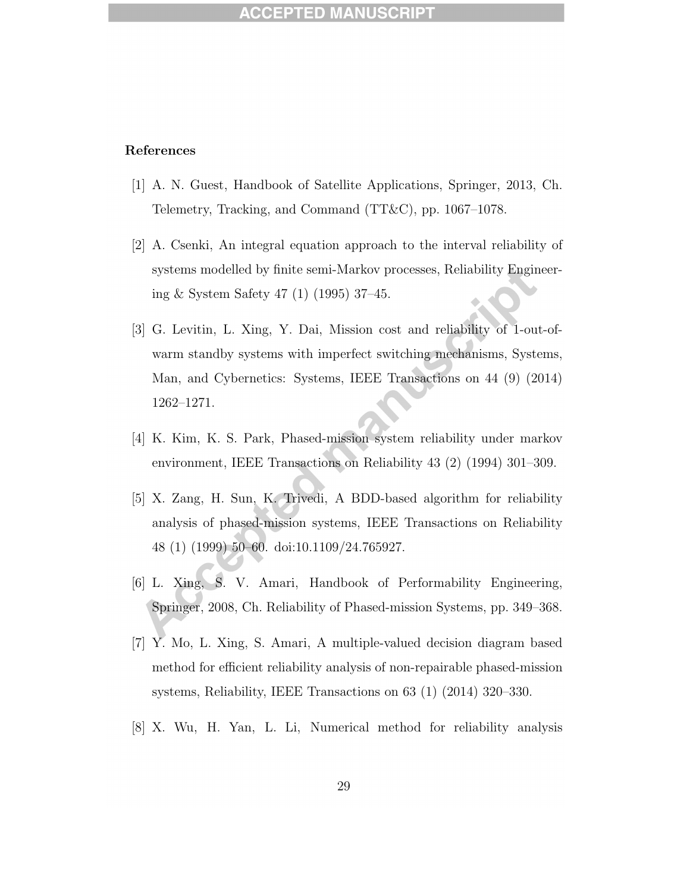## References

[1] A. N. Guest, Handbook of Satellite Applications, Springer, 2013, Ch. Telemetry, Tracking, and Command (TT&C), pp. 1067–1078.

[2] A. Csenki, An integral equation approach to the interval reliability of systems modelled by finite semi-Markov processes, Reliability Engineering & System Safety 47 (1) (1995) 37–45.

[3] G. Levitin, L. Xing, Y. Dai, Mission cost and reliability of 1-out-of-warm standby systems with imperfect switching mechanisms, Systems, Man, and Cybernetics: Systems, IEEE Transactions on 44 (9) (2014) 1262–1271.

[4] K. Kim, K. S. Park, Phased-mission system reliability under markov environment, IEEE Transactions on Reliability 43 (2) (1994) 301–309.

[5] X. Zang, H. Sun, K. Trivedi, A BDD-based algorithm for reliability analysis of phased-mission systems, IEEE Transactions on Reliability 48 (1) (1999) 50–60. doi:10.1109/24.765927.

[6] L. Xing, S. V. Amari, Handbook of Performability Engineering, Springer, 2008, Ch. Reliability of Phased-mission Systems, pp. 349–368.

[7] Y. Mo, L. Xing, S. Amari, A multiple-valued decision diagram based method for efficient reliability analysis of non-repairable phased-mission systems, Reliability, IEEE Transactions on 63 (1) (2014) 320–330.

[8] X. Wu, H. Yan, L. Li, Numerical method for reliability analysis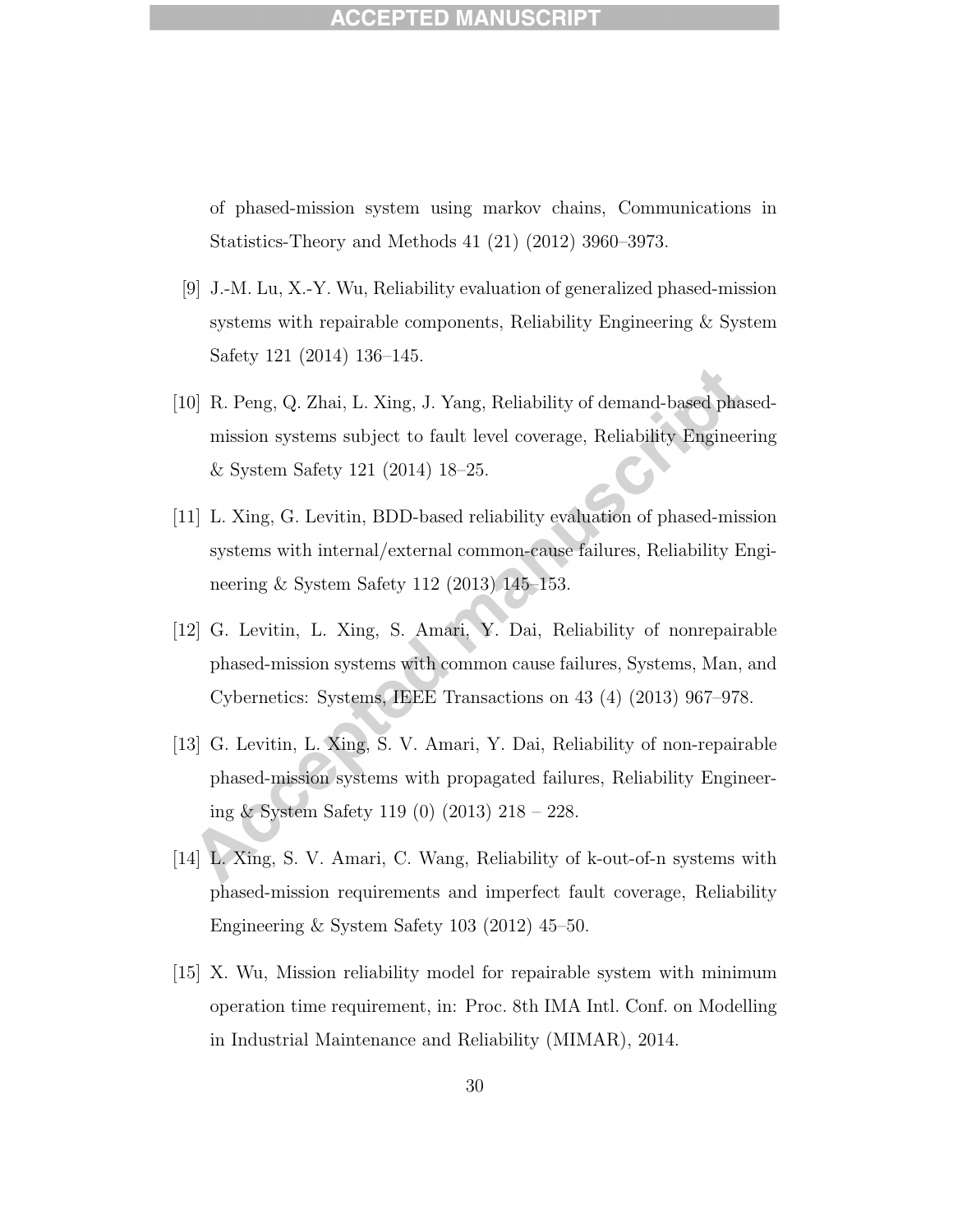of phased-mission system using markov chains, Communications in Statistics-Theory and Methods 41 (21) (2012) 3960–3973.

[9] J.-M. Lu, X.-Y. Wu, Reliability evaluation of generalized phased-mission systems with repairable components, Reliability Engineering & System Safety 121 (2014) 136–145.

[10] R. Peng, Q. Zhai, L. Xing, J. Yang, Reliability of demand-based phased-mission systems subject to fault level coverage, Reliability Engineering & System Safety 121 (2014) 18–25.

[11] L. Xing, G. Levitin, BDD-based reliability evaluation of phased-mission systems with internal/external common-cause failures, Reliability Engineering & System Safety 112 (2013) 145–153.

[12] G. Levitin, L. Xing, S. Amari, Y. Dai, Reliability of nonrepairable phased-mission systems with common cause failures, Systems, Man, and Cybernetics: Systems, IEEE Transactions on 43 (4) (2013) 967–978.

[13] G. Levitin, L. Xing, S. V. Amari, Y. Dai, Reliability of non-repairable phased-mission systems with propagated failures, Reliability Engineering & System Safety 119 (0) (2013) 218 – 228.

[14] L. Xing, S. V. Amari, C. Wang, Reliability of k-out-of-n systems with phased-mission requirements and imperfect fault coverage, Reliability Engineering & System Safety 103 (2012) 45–50.

[15] X. Wu, Mission reliability model for repairable system with minimum operation time requirement, in: Proc. 8th IMA Intl. Conf. on Modelling in Industrial Maintenance and Reliability (MIMAR), 2014.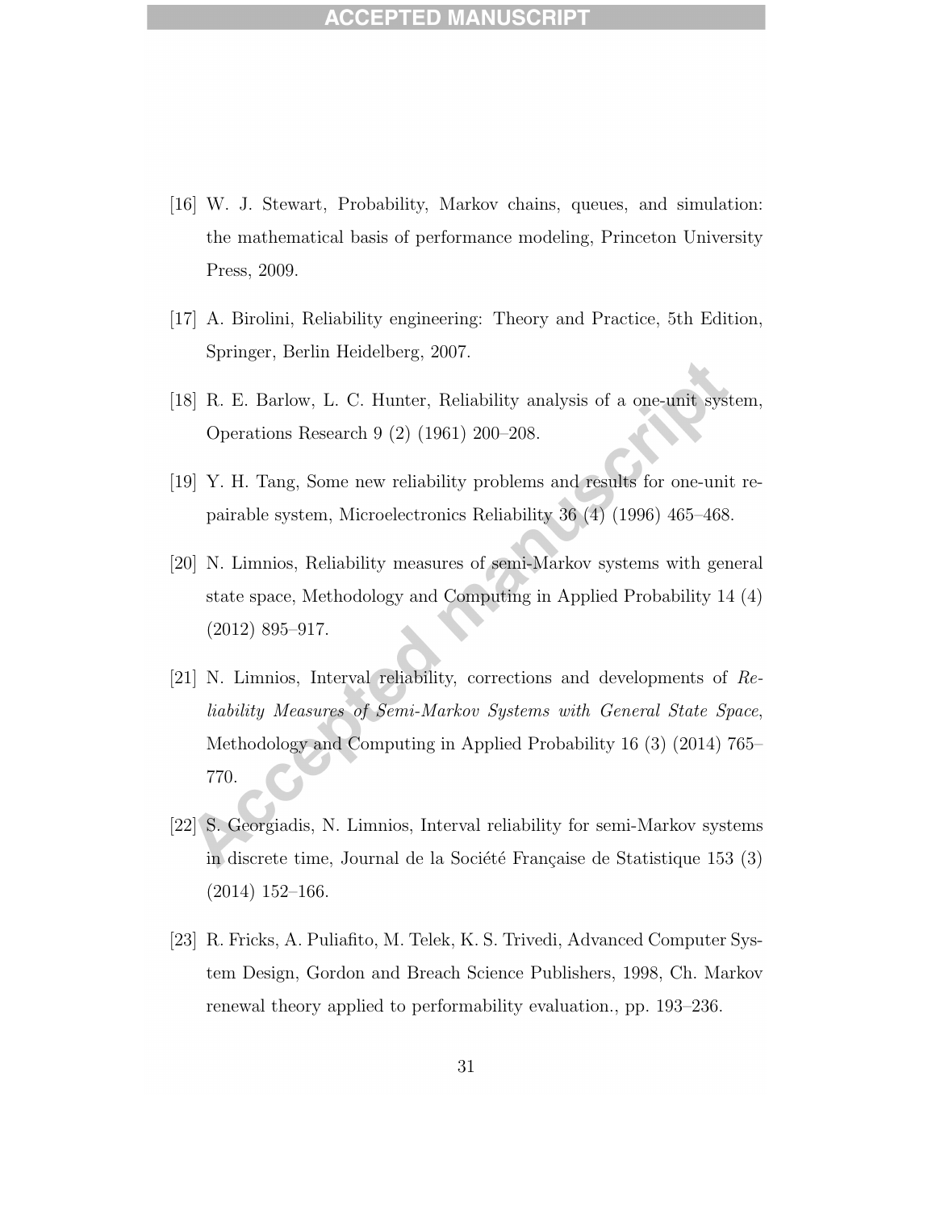[16] W. J. Stewart, Probability, Markov chains, queues, and simulation: the mathematical basis of performance modeling, Princeton University Press, 2009.

[17] A. Birolini, Reliability engineering: Theory and Practice, 5th Edition, Springer, Berlin Heidelberg, 2007.

[18] R. E. Barlow, L. C. Hunter, Reliability analysis of a one-unit system, Operations Research 9 (2) (1961) 200–208.

[19] Y. H. Tang, Some new reliability problems and results for one-unit repairable system, Microelectronics Reliability 36 (4) (1996) 465–468.

[20] N. Limnios, Reliability measures of semi-Markov systems with general state space, Methodology and Computing in Applied Probability 14 (4) (2012) 895–917.

[21] N. Limnios, Interval reliability, corrections and developments of *Reliability Measures of Semi-Markov Systems with General State Space*, Methodology and Computing in Applied Probability 16 (3) (2014) 765–770.

[22] S. Georgiadis, N. Limnios, Interval reliability for semi-Markov systems in discrete time, Journal de la Société Française de Statistique 153 (3) (2014) 152–166.

[23] R. Fricks, A. Puliafito, M. Telek, K. S. Trivedi, Advanced Computer System Design, Gordon and Breach Science Publishers, 1998, Ch. Markov renewal theory applied to performability evaluation., pp. 193–236.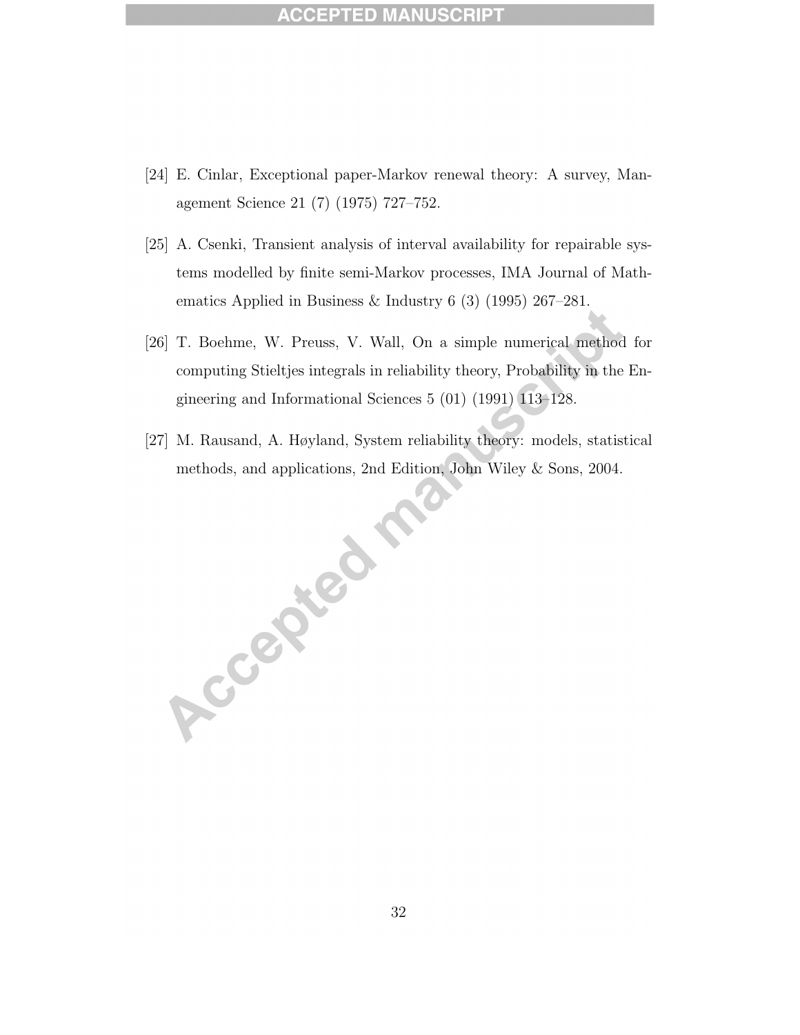[24] E. Cinlar, Exceptional paper-Markov renewal theory: A survey, Management Science 21 (7) (1975) 727–752.

[25] A. Csenki, Transient analysis of interval availability for repairable systems modelled by finite semi-Markov processes, IMA Journal of Mathematics Applied in Business & Industry 6 (3) (1995) 267–281.

[26] T. Boehme, W. Preuss, V. Wall, On a simple numerical method for computing Stieltjes integrals in reliability theory, Probability in the Engineering and Informational Sciences 5 (01) (1991) 113–128.

[27] M. Rausand, A. Høyland, System reliability theory: models, statistical methods, and applications, 2nd Edition, John Wiley & Sons, 2004.